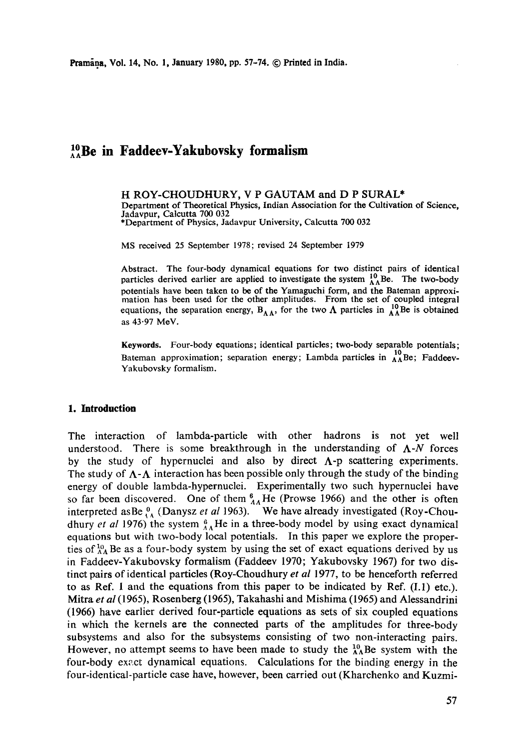# ${}^{10}_{\Lambda\Lambda}$Be in Faddeev-Yakubovsky formalism

H ROY-CHOUDHURY, V P GAUTAM and D P SURAL*

Department of Theoretical Physics, Indian Association for the Cultivation of Science, Jadavpur, Calcutta 700 032

*Department of Physics, Jadavpur University, Calcutta 700 032

MS received 25 September 1978; revised 24 September 1979

**Abstract.** The four-body dynamical equations for two distinct pairs of identical particles derived earlier are applied to investigate the system ${}^{10}_{\Lambda\Lambda}$Be. The two-body potentials have been taken to be of the Yamaguchi form, and the Bateman approximation has been used for the other amplitudes. From the set of coupled integral equations, the separation energy, $B_{\Lambda\Lambda}$, for the two $\Lambda$ particles in ${}^{10}_{\Lambda\Lambda}$Be is obtained as 43·97 MeV.

**Keywords.** Four-body equations; identical particles; two-body separable potentials; Bateman approximation; separation energy; Lambda particles in ${}^{10}_{\Lambda\Lambda}$Be; Faddeev-Yakubovsky formalism.

## 1. Introduction

The interaction of lambda-particle with other hadrons is not yet well understood. There is some breakthrough in the understanding of $\Lambda$-$N$ forces by the study of hypernuclei and also by direct $\Lambda$-p scattering experiments. The study of $\Lambda$-$\Lambda$ interaction has been possible only through the study of the binding energy of double lambda-hypernuclei. Experimentally two such hypernuclei have so far been discovered. One of them ${}^{6}_{\Lambda\Lambda}$He (Prowse 1966) and the other is often interpreted as ${}^{10}_{\Lambda\Lambda}$Be (Danysz *et al* 1963). We have already investigated (Roy-Choudhury *et al* 1976) the system ${}^{6}_{\Lambda\Lambda}$He in a three-body model by using exact dynamical equations but with two-body local potentials. In this paper we explore the properties of ${}^{10}_{\Lambda\Lambda}$Be as a four-body system by using the set of exact equations derived by us in Faddeev-Yakubovsky formalism (Faddeev 1970; Yakubovsky 1967) for two distinct pairs of identical particles (Roy-Choudhury *et al* 1977, to be henceforth referred to as Ref. I and the equations from this paper to be indicated by Ref. (I.1) etc.). Mitra *et al* (1965), Rosenberg (1965), Takahashi and Mishima (1965) and Alessandrini (1966) have earlier derived four-particle equations as sets of six coupled equations in which the kernels are the connected parts of the amplitudes for three-body subsystems and also for the subsystems consisting of two non-interacting pairs. However, no attempt seems to have been made to study the ${}^{10}_{\Lambda\Lambda}$Be system with the four-body exact dynamical equations. Calculations for the binding energy in the four-identical-particle case have, however, been carried out (Kharchenko and Kuzmi-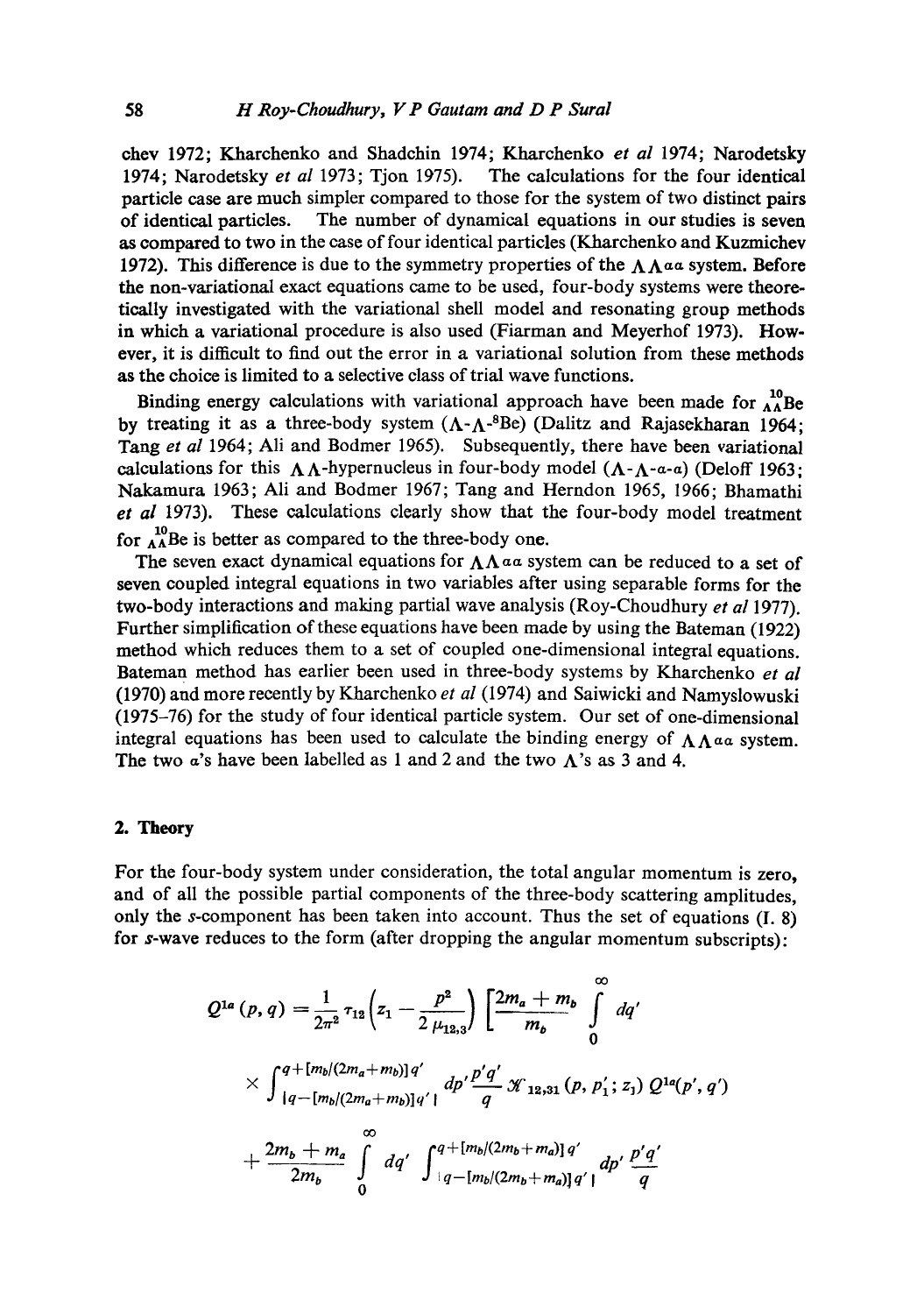chev 1972; Kharchenko and Shadchin 1974; Kharchenko *et al* 1974; Narodetsky 1974; Narodetsky *et al* 1973; Tjon 1975). The calculations for the four identical particle case are much simpler compared to those for the system of two distinct pairs of identical particles. The number of dynamical equations in our studies is seven as compared to two in the case of four identical particles (Kharchenko and Kuzmichev 1972). This difference is due to the symmetry properties of the $\Lambda\Lambda\alpha\alpha$ system. Before the non-variational exact equations came to be used, four-body systems were theoretically investigated with the variational shell model and resonating group methods in which a variational procedure is also used (Fiarman and Meyerhof 1973). However, it is difficult to find out the error in a variational solution from these methods as the choice is limited to a selective class of trial wave functions.

Binding energy calculations with variational approach have been made for $^{10}_{\Lambda\Lambda}$Be by treating it as a three-body system ($\Lambda$-$\Lambda$-$^8$Be) (Dalitz and Rajasekharan 1964; Tang *et al* 1964; Ali and Bodmer 1965). Subsequently, there have been variational calculations for this $\Lambda\Lambda$-hypernucleus in four-body model ($\Lambda$-$\Lambda$-$\alpha$-$\alpha$) (Deloff 1963; Nakamura 1963; Ali and Bodmer 1967; Tang and Herndon 1965, 1966; Bhamathi *et al* 1973). These calculations clearly show that the four-body model treatment for $^{10}_{\Lambda\Lambda}$Be is better as compared to the three-body one.

The seven exact dynamical equations for $\Lambda\Lambda\alpha\alpha$ system can be reduced to a set of seven coupled integral equations in two variables after using separable forms for the two-body interactions and making partial wave analysis (Roy-Choudhury *et al* 1977). Further simplification of these equations have been made by using the Bateman (1922) method which reduces them to a set of coupled one-dimensional integral equations. Bateman method has earlier been used in three-body systems by Kharchenko *et al* (1970) and more recently by Kharchenko *et al* (1974) and Saiwicki and Namyslowuski (1975–76) for the study of four identical particle system. Our set of one-dimensional integral equations has been used to calculate the binding energy of $\Lambda\Lambda\alpha\alpha$ system. The two $\alpha$'s have been labelled as 1 and 2 and the two $\Lambda$'s as 3 and 4.

## 2. Theory

For the four-body system under consideration, the total angular momentum is zero, and of all the possible partial components of the three-body scattering amplitudes, only the $s$-component has been taken into account. Thus the set of equations (I. 8) for $s$-wave reduces to the form (after dropping the angular momentum subscripts):

$$
Q^{1a}(p,q) = \frac{1}{2\pi^2}\,\tau_{12}\left(z_1 - \frac{p^2}{2\,\mu_{12,3}}\right)\left[\frac{2m_a+m_b}{m_b}\int_0^\infty dq'\right.
$$

$$
\times \int_{|q-[m_b/(2m_a+m_b)]q'|}^{q+[m_b/(2m_a+m_b)]q'} dp' \frac{p'q'}{q}\,\mathscr{K}_{12,31}(p,p_1';z_1)\,Q^{1a}(p',q')
$$

$$
+\frac{2m_b+m_a}{2m_b}\int_0^\infty dq' \int_{|q-[m_b/(2m_b+m_a)]q'|}^{q+[m_b/(2m_b+m_a)]q'} dp' \frac{p'q'}{q}
$$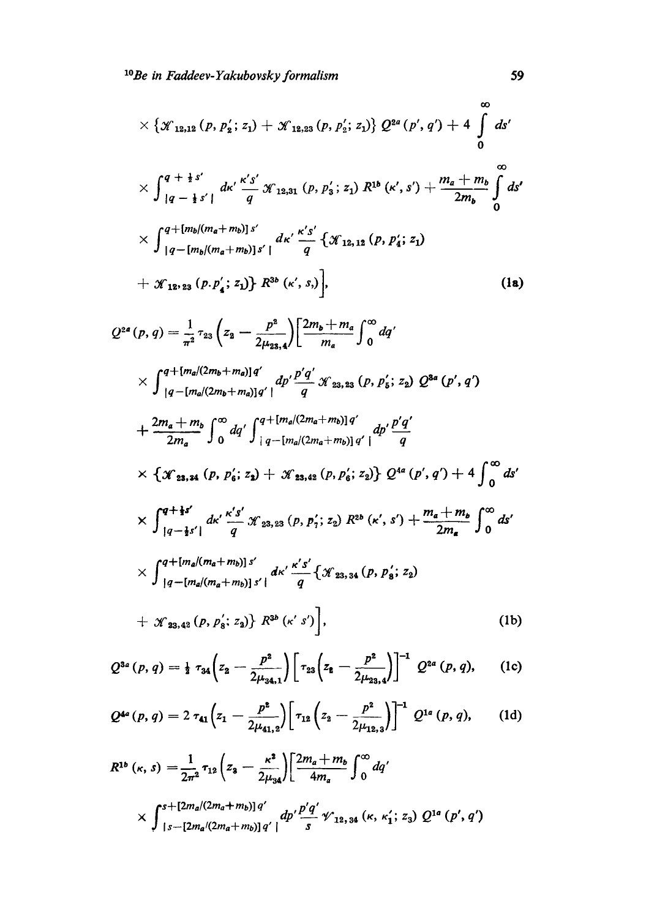$$\times \{\mathscr{K}_{12,12}(p, p_2'; z_1) + \mathscr{K}_{12,23}(p, p_2'; z_1)\} Q^{2a}(p', q') + 4 \int_0^\infty ds'$$

$$\times \int_{|q - \frac{1}{2}s'|}^{q + \frac{1}{2}s'} d\kappa' \frac{\kappa' s'}{q} \mathscr{K}_{12,31}(p, p_3'; z_1) R^{1b}(\kappa', s') + \frac{m_a + m_b}{2m_b} \int_0^\infty ds'$$

$$\times \int_{|q - [m_b/(m_a + m_b)] s'|}^{q + [m_b/(m_a + m_b)] s'} d\kappa' \frac{\kappa' s'}{q} \{\mathscr{K}_{12,12}(p, p_4'; z_1)$$

$$+ \mathscr{K}_{12,23}(p.p_4'; z_1)\} R^{3b}(\kappa', s,)\Big], \tag{1a}$$

$$Q^{2a}(p, q) = \frac{1}{\pi^2} \tau_{23}\left(z_2 - \frac{p^2}{2\mu_{23,4}}\right)\left[\frac{2m_b + m_a}{m_a} \int_0^\infty dq'\right.$$

$$\times \int_{|q - [m_a/(2m_b + m_a)] q'|}^{q + [m_a/(2m_b + m_a)] q'} dp' \frac{p'q'}{q} \mathscr{K}_{23,23}(p, p_5'; z_2) Q^{3a}(p', q')$$

$$+ \frac{2m_a + m_b}{2m_a} \int_0^\infty dq' \int_{|q - [m_a/(2m_a + m_b)] q'|}^{q + [m_a/(2m_a + m_b)] q'} dp' \frac{p'q'}{q}$$

$$\times \{\mathscr{K}_{23,34}(p, p_6'; z_2) + \mathscr{K}_{23,42}(p, p_6'; z_2)\} Q^{4a}(p', q') + 4 \int_0^\infty ds'$$

$$\times \int_{|q - \frac{1}{2}s'|}^{q + \frac{1}{2}s'} d\kappa' \frac{\kappa' s'}{q} \mathscr{K}_{23,23}(p, p_7'; z_2) R^{2b}(\kappa', s') + \frac{m_a + m_b}{2m_a} \int_0^\infty ds'$$

$$\times \int_{|q - [m_a/(m_a + m_b)] s'|}^{q + [m_a/(m_a + m_b)] s'} d\kappa' \frac{\kappa' s'}{q} \{\mathscr{K}_{23,34}(p, p_8'; z_2)$$

$$+ \mathscr{K}_{23,42}(p, p_8'; z_2)\} R^{3b}(\kappa' s')\Big], \tag{1b}$$

$$Q^{3a}(p, q) = \tfrac{1}{2} \tau_{34}\left(z_2 - \frac{p^2}{2\mu_{34,1}}\right)\left[\tau_{23}\left(z_2 - \frac{p^2}{2\mu_{23,4}}\right)\right]^{-1} Q^{2a}(p, q), \tag{1c}$$

$$Q^{4a}(p, q) = 2 \tau_{41}\left(z_1 - \frac{p^2}{2\mu_{41,2}}\right)\left[\tau_{12}\left(z_2 - \frac{p^2}{2\mu_{12,3}}\right)\right]^{-1} Q^{1a}(p, q), \tag{1d}$$

$$R^{1b}(\kappa, s) = \frac{1}{2\pi^2} \tau_{12}\left(z_3 - \frac{\kappa^2}{2\mu_{34}}\right)\left[\frac{2m_a + m_b}{4m_a} \int_0^\infty dq'\right.$$

$$\times \int_{|s - [2m_a/(2m_a + m_b)] q'|}^{s + [2m_a/(2m_a + m_b)] q'} dp' \frac{p'q'}{s} \mathscr{V}_{12,34}(\kappa, \kappa_1'; z_3) Q^{1a}(p', q')$$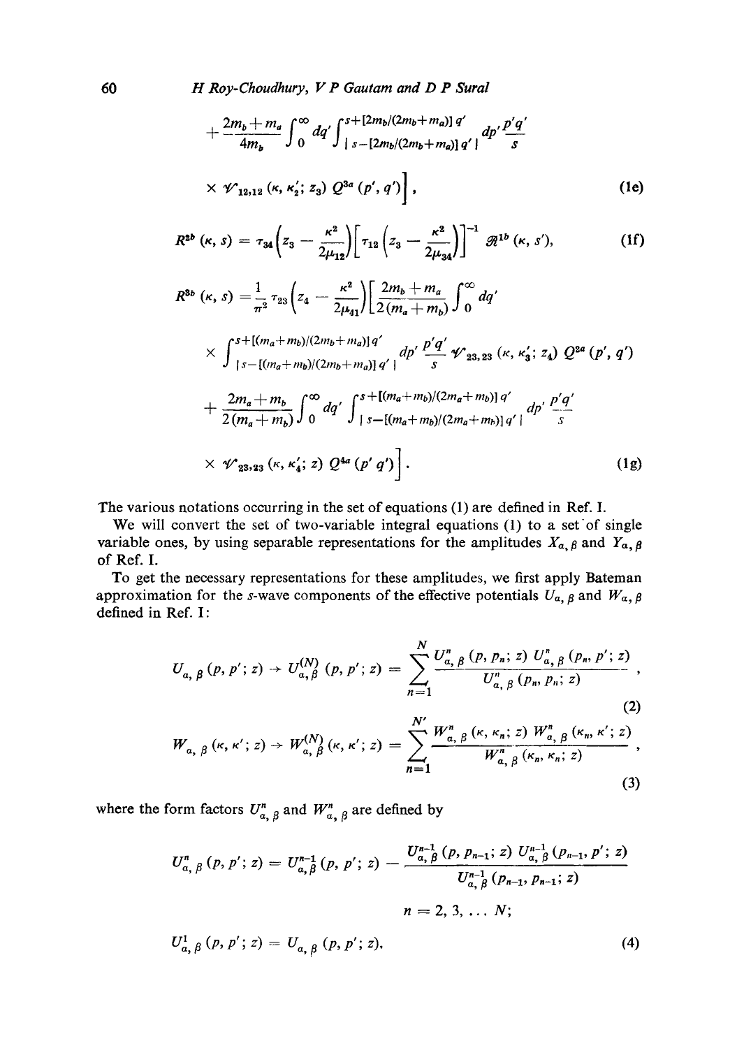$$+\frac{2m_b+m_a}{4m_b}\int_0^\infty dq'\int_{|s-[2m_b/(2m_b+m_a)]q'|}^{s+[2m_b/(2m_b+m_a)]q'} dp'\frac{p'q'}{s}$$

$$\times\; \mathscr{V}_{12,12}(\kappa,\kappa_2';z_3)\,Q^{3a}(p',q')\Big], \tag{1e}$$

$$R^{2b}(\kappa,s)=\tau_{34}\left(z_3-\frac{\kappa^2}{2\mu_{12}}\right)\left[\tau_{12}\left(z_3-\frac{\kappa^2}{2\mu_{34}}\right)\right]^{-1}\mathscr{R}^{1b}(\kappa,s'), \tag{1f}$$

$$R^{3b}(\kappa,s)=\frac{1}{\pi^2}\tau_{23}\left(z_4-\frac{\kappa^2}{2\mu_{41}}\right)\left[\frac{2m_b+m_a}{2(m_a+m_b)}\int_0^\infty dq'\right.$$

$$\times\int_{|s-[(m_a+m_b)/(2m_b+m_a)]q'|}^{s+[(m_a+m_b)/(2m_b+m_a)]q'} dp'\frac{p'q'}{s}\mathscr{V}_{23,23}(\kappa,\kappa_3';z_4)\,Q^{2a}(p',q')$$

$$+\frac{2m_a+m_b}{2(m_a+m_b)}\int_0^\infty dq'\int_{|s-[(m_a+m_b)/(2m_a+m_b)]q'|}^{s+[(m_a+m_b)/(2m_a+m_b)]q'} dp'\frac{p'q'}{s}$$

$$\times\; \mathscr{V}_{23,23}(\kappa,\kappa_4';z)\,Q^{4a}(p'\,q')\Big]. \tag{1g}$$

The various notations occurring in the set of equations (1) are defined in Ref. I.

We will convert the set of two-variable integral equations (1) to a set of single variable ones, by using separable representations for the amplitudes $X_{\alpha,\beta}$ and $Y_{\alpha,\beta}$ of Ref. I.

To get the necessary representations for these amplitudes, we first apply Bateman approximation for the $s$-wave components of the effective potentials $U_{\alpha,\beta}$ and $W_{\alpha,\beta}$ defined in Ref. I:

$$U_{\alpha,\beta}(p,p';z)\to U^{(N)}_{\alpha,\beta}(p,p';z)=\sum_{n=1}^{N}\frac{U^n_{\alpha,\beta}(p,p_n;z)\,U^n_{\alpha,\beta}(p_n,p';z)}{U^n_{\alpha,\beta}(p_n,p_n;z)}, \tag{2}$$

$$W_{\alpha,\beta}(\kappa,\kappa';z)\to W^{(N)}_{\alpha,\beta}(\kappa,\kappa';z)=\sum_{n=1}^{N'}\frac{W^n_{\alpha,\beta}(\kappa,\kappa_n;z)\,W^n_{\alpha,\beta}(\kappa_n,\kappa';z)}{W^n_{\alpha,\beta}(\kappa_n,\kappa_n;z)}, \tag{3}$$

where the form factors $U^n_{\alpha,\beta}$ and $W^n_{\alpha,\beta}$ are defined by

$$U^n_{\alpha,\beta}(p,p';z)=U^{n-1}_{\alpha,\beta}(p,p';z)-\frac{U^{n-1}_{\alpha,\beta}(p,p_{n-1};z)\,U^{n-1}_{\alpha,\beta}(p_{n-1},p';z)}{U^{n-1}_{\alpha,\beta}(p_{n-1},p_{n-1};z)}$$

$$n=2,3,\ldots N;$$

$$U^1_{\alpha,\beta}(p,p';z)=U_{\alpha,\beta}(p,p';z). \tag{4}$$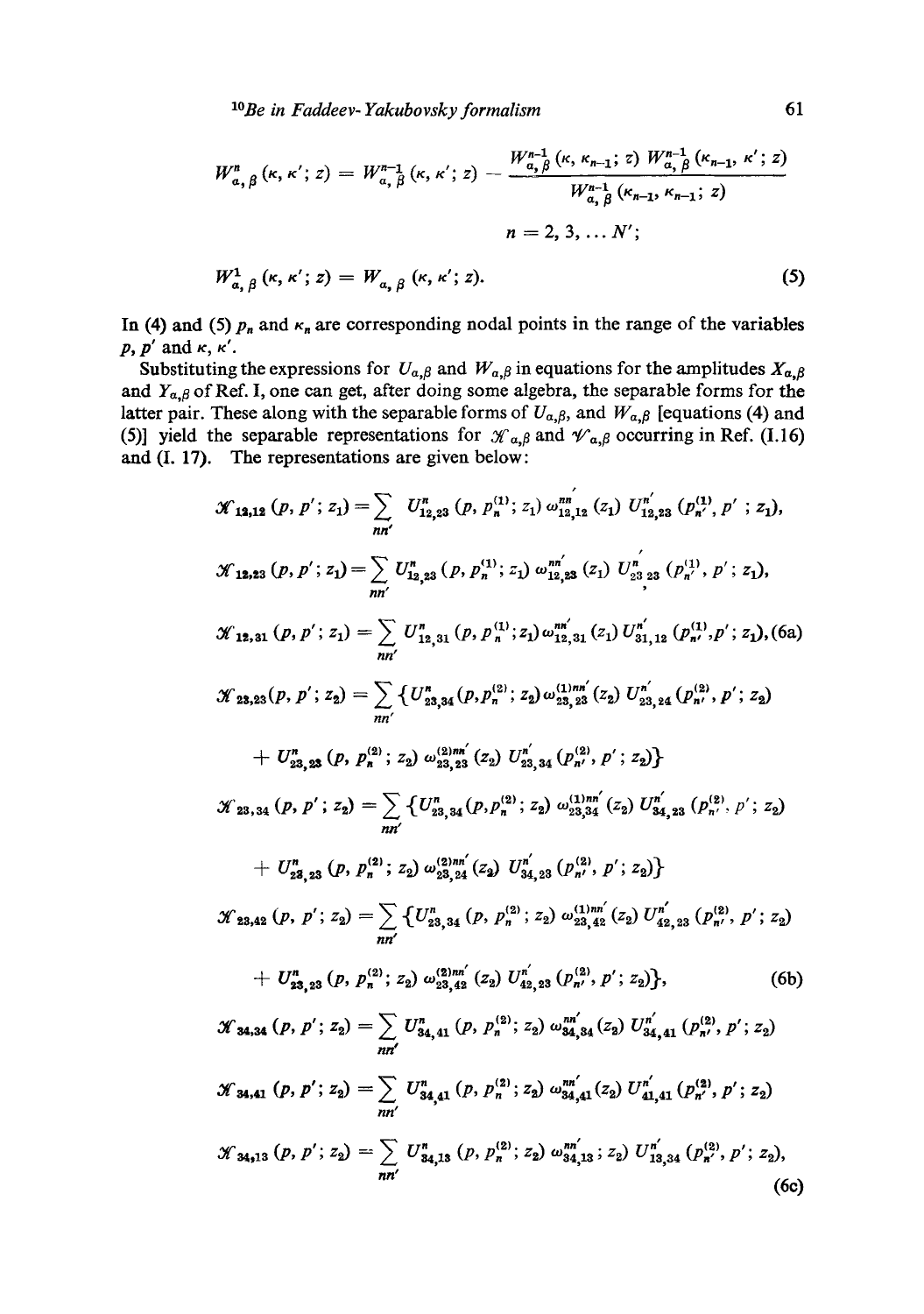$$W^n_{\alpha,\beta}(\kappa, \kappa'; z) = W^{n-1}_{\alpha,\beta}(\kappa, \kappa'; z) - \frac{W^{n-1}_{\alpha,\beta}(\kappa, \kappa_{n-1}; z)\, W^{n-1}_{\alpha,\beta}(\kappa_{n-1}, \kappa'; z)}{W^{n-1}_{\alpha,\beta}(\kappa_{n-1}, \kappa_{n-1}; z)}$$

$$n = 2, 3, \ldots N';$$

$$W^1_{\alpha,\beta}(\kappa, \kappa'; z) = W_{\alpha,\beta}(\kappa, \kappa'; z). \tag{5}$$

In (4) and (5) $p_n$ and $\kappa_n$ are corresponding nodal points in the range of the variables $p, p'$ and $\kappa, \kappa'$.

Substituting the expressions for $U_{\alpha,\beta}$ and $W_{\alpha,\beta}$ in equations for the amplitudes $X_{\alpha,\beta}$ and $Y_{\alpha,\beta}$ of Ref. I, one can get, after doing some algebra, the separable forms for the latter pair. These along with the separable forms of $U_{\alpha,\beta}$, and $W_{\alpha,\beta}$ [equations (4) and (5)] yield the separable representations for $\mathcal{X}_{\alpha,\beta}$ and $\mathcal{Y}_{\alpha,\beta}$ occurring in Ref. (I.16) and (I. 17). The representations are given below:

$$\mathcal{X}_{12,12}(p, p'; z_1) = \sum_{nn'} U^n_{12,23}(p, p^{(1)}_n; z_1)\, \omega^{nn'}_{12,12}(z_1)\, U^{n'}_{12,23}(p^{(1)}_{n'}, p'; z_1),$$

$$\mathcal{X}_{12,23}(p, p'; z_1) = \sum_{nn'} U^n_{12,23}(p, p^{(1)}_n; z_1)\, \omega^{nn'}_{12,23}(z_1)\, U^{n'}_{23,23}(p^{(1)}_{n'}, p'; z_1),$$

$$\mathcal{X}_{12,31}(p, p'; z_1) = \sum_{nn'} U^n_{12,31}(p, p^{(1)}_n; z_1)\, \omega^{nn'}_{12,31}(z_1)\, U^{n'}_{31,12}(p^{(1)}_{n'}, p'; z_1), \tag{6a}$$

$$\mathcal{X}_{23,23}(p, p'; z_2) = \sum_{nn'} \{U^n_{23,34}(p, p^{(2)}_n; z_2)\, \omega^{(1)nn'}_{23,23}(z_2)\, U^{n'}_{23,24}(p^{(2)}_{n'}, p'; z_2)$$

$$+ U^n_{23,23}(p, p^{(2)}_n; z_2)\, \omega^{(2)nn'}_{23,23}(z_2)\, U^{n'}_{23,34}(p^{(2)}_{n'}, p'; z_2)\}$$

$$\mathcal{X}_{23,34}(p, p'; z_2) = \sum_{nn'} \{U^n_{23,34}(p, p^{(2)}_n; z_2)\, \omega^{(1)nn'}_{23,34}(z_2)\, U^{n'}_{34,23}(p^{(2)}_{n'}, p'; z_2)$$

$$+ U^n_{23,23}(p, p^{(2)}_n; z_2)\, \omega^{(2)nn'}_{23,24}(z_2)\, U^{n'}_{34,23}(p^{(2)}_{n'}, p'; z_2)\}$$

$$\mathcal{X}_{23,42}(p, p'; z_2) = \sum_{nn'} \{U^n_{23,34}(p, p^{(2)}_n; z_2)\, \omega^{(1)nn'}_{23,42}(z_2)\, U^{n'}_{42,23}(p^{(2)}_{n'}, p'; z_2)$$

$$+ U^n_{23,23}(p, p^{(2)}_n; z_2)\, \omega^{(2)nn'}_{23,42}(z_2)\, U^{n'}_{42,23}(p^{(2)}_{n'}, p'; z_2)\}, \tag{6b}$$

$$\mathcal{X}_{34,34}(p, p'; z_2) = \sum_{nn'} U^n_{34,41}(p, p^{(2)}_n; z_2)\, \omega^{nn'}_{34,34}(z_2)\, U^{n'}_{34,41}(p^{(2)}_{n'}, p'; z_2)$$

$$\mathcal{X}_{34,41}(p, p'; z_2) = \sum_{nn'} U^n_{34,41}(p, p^{(2)}_n; z_2)\, \omega^{nn'}_{34,41}(z_2)\, U^{n'}_{41,41}(p^{(2)}_{n'}, p'; z_2)$$

$$\mathcal{X}_{34,13}(p, p'; z_2) = \sum_{nn'} U^n_{34,13}(p, p^{(2)}_n; z_2)\, \omega^{nn'}_{34,13}; z_2)\, U^{n'}_{13,34}(p^{(2)}_{n'}, p'; z_2), \tag{6c}$$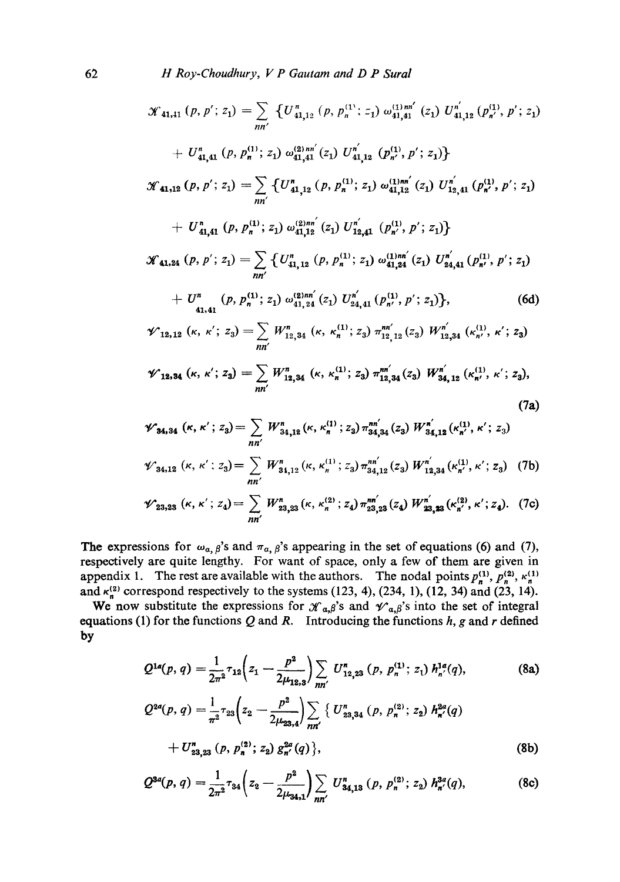$$\mathscr{K}_{41,41}(p, p'; z_1) = \sum_{nn'} \{U^n_{41,12}(p, p^{(1)}_n; z_1)\, \omega^{(1)nn'}_{41,41}(z_1)\, U^{n'}_{41,12}(p^{(1)}_{n'}, p'; z_1)$$

$$+ U^n_{41,41}(p, p^{(1)}_n; z_1)\, \omega^{(2)nn'}_{41,41}(z_1)\, U^{n'}_{41,12}(p^{(1)}_{n'}, p'; z_1)\}$$

$$\mathscr{K}_{41,12}(p, p'; z_1) = \sum_{nn'} \{U^n_{41,12}(p, p^{(1)}_n; z_1)\, \omega^{(1)nn'}_{41,12}(z_1)\, U^{n'}_{12,41}(p^{(1)}_{n'}, p'; z_1)$$

$$+ U^n_{41,41}(p, p^{(1)}_n; z_1)\, \omega^{(2)nn'}_{41,12}(z_1)\, U^{n'}_{12,41}(p^{(1)}_{n'}, p'; z_1)\}$$

$$\mathscr{K}_{41,24}(p, p'; z_1) = \sum_{nn'} \{U^n_{41,12}(p, p^{(1)}_n; z_1)\, \omega^{(1)nn'}_{41,24}(z_1)\, U^{n'}_{24,41}(p^{(1)}_{n'}, p'; z_1)$$

$$+ U^n_{41,41}(p, p^{(1)}_n; z_1)\, \omega^{(2)nn'}_{41,24}(z_1)\, U^{n'}_{24,41}(p^{(1)}_{n'}, p'; z_1)\}, \tag{6d}$$

$$\mathscr{V}_{12,12}(\kappa, \kappa'; z_3) = \sum_{nn'} W^n_{12,34}(\kappa, \kappa^{(1)}_n; z_3)\, \pi^{nn'}_{12,12}(z_3)\, W^{n'}_{12,34}(\kappa^{(1)}_{n'}, \kappa'; z_3)$$

$$\mathscr{V}_{12,34}(\kappa, \kappa'; z_3) = \sum_{nn'} W^n_{12,34}(\kappa, \kappa^{(1)}_n; z_3)\, \pi^{nn'}_{12,34}(z_3)\, W^{n'}_{34,12}(\kappa^{(1)}_{n'}, \kappa'; z_3), \tag{7a}$$

$$\mathscr{V}_{34,34}(\kappa, \kappa'; z_3) = \sum_{nn'} W^n_{34,12}(\kappa, \kappa^{(1)}_n; z_3)\, \pi^{nn'}_{34,34}(z_3)\, W^{n'}_{34,12}(\kappa^{(1)}_{n'}, \kappa'; z_3)$$

$$\mathscr{V}_{34,12}(\kappa, \kappa'; z_3) = \sum_{nn'} W^n_{34,12}(\kappa, \kappa^{(1)}_n; z_3)\, \pi^{nn'}_{34,12}(z_3)\, W^{n'}_{12,34}(\kappa^{(1)}_{n'}, \kappa'; z_3) \tag{7b}$$

$$\mathscr{V}_{23,23}(\kappa, \kappa'; z_4) = \sum_{nn'} W^n_{23,23}(\kappa, \kappa^{(2)}_n; z_4)\, \pi^{nn'}_{23,23}(z_4)\, W^{n'}_{23,23}(\kappa^{(2)}_{n'}, \kappa'; z_4). \tag{7c}$$

The expressions for $\omega_{a,\beta}$'s and $\pi_{a,\beta}$'s appearing in the set of equations (6) and (7), respectively are quite lengthy. For want of space, only a few of them are given in appendix 1. The rest are available with the authors. The nodal points $p^{(1)}_n$, $p^{(2)}_n$, $\kappa^{(1)}_n$ and $\kappa^{(2)}_n$ correspond respectively to the systems (123, 4), (234, 1), (12, 34) and (23, 14).

We now substitute the expressions for $\mathscr{K}_{a,\beta}$'s and $\mathscr{V}_{a,\beta}$'s into the set of integral equations (1) for the functions $Q$ and $R$. Introducing the functions $h$, $g$ and $r$ defined by

$$Q^{1a}(p, q) = \frac{1}{2\pi^2}\tau_{12}\left(z_1 - \frac{p^2}{2\mu_{12,3}}\right)\sum_{nn'} U^n_{12,23}(p, p^{(1)}_n; z_1)\, h^{1a}_{n'}(q), \tag{8a}$$

$$Q^{2a}(p, q) = \frac{1}{\pi^2}\tau_{23}\left(z_2 - \frac{p^2}{2\mu_{23,4}}\right)\sum_{nn'} \{U^n_{23,34}(p, p^{(2)}_n; z_2)\, h^{2a}_{n'}(q)$$

$$+ U^n_{23,23}(p, p^{(2)}_n; z_2)\, g^{2a}_{n'}(q)\}, \tag{8b}$$

$$Q^{3a}(p, q) = \frac{1}{2\pi^2}\tau_{34}\left(z_2 - \frac{p^2}{2\mu_{34,1}}\right)\sum_{nn'} U^n_{34,13}(p, p^{(2)}_n; z_2)\, h^{3a}_{n'}(q), \tag{8c}$$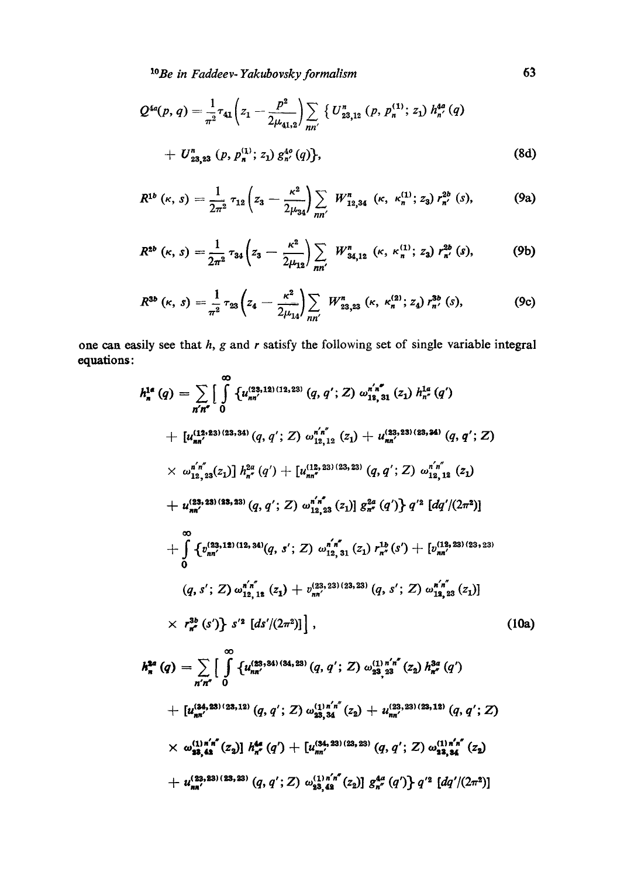$$Q^{4a}(p, q) = \frac{1}{\pi^2} \tau_{41}\left(z_1 - \frac{p^2}{2\mu_{41,2}}\right) \sum_{nn'} \{ U^n_{23,12}(p, p^{(1)}_n; z_1) h^{4a}_{n'}(q)$$

$$+ U^n_{23,23}(p, p^{(1)}_n; z_1) g^{4a}_{n'}(q)\}, \tag{8d}$$

$$R^{1b}(\kappa, s) = \frac{1}{2\pi^2} \tau_{12}\left(z_3 - \frac{\kappa^2}{2\mu_{34}}\right) \sum_{nn'} W^n_{12,34}(\kappa, \kappa^{(1)}_n; z_3) r^{2b}_{n'}(s), \tag{9a}$$

$$R^{2b}(\kappa, s) = \frac{1}{2\pi^2} \tau_{34}\left(z_3 - \frac{\kappa^2}{2\mu_{12}}\right) \sum_{nn'} W^n_{34,12}(\kappa, \kappa^{(1)}_n; z_3) r^{2b}_{n'}(s), \tag{9b}$$

$$R^{3b}(\kappa, s) = \frac{1}{\pi^2} \tau_{23}\left(z_4 - \frac{\kappa^2}{2\mu_{14}}\right) \sum_{nn'} W^n_{23,23}(\kappa, \kappa^{(2)}_n; z_4) r^{3b}_{n'}(s), \tag{9c}$$

one can easily see that $h$, $g$ and $r$ satisfy the following set of single variable integral equations:

$$h^{1a}_n(q) = \sum_{n'n''} \Big[ \int_0^\infty \{u^{(23,12)(12,23)}_{nn'}(q, q'; Z)\, \omega^{n'n''}_{12,31}(z_1)\, h^{1a}_{n''}(q')$$

$$+ [u^{(12,23)(23,34)}_{nn'}(q, q'; Z)\, \omega^{n'n''}_{12,12}(z_1) + u^{(23,23)(23,34)}_{nn'}(q, q'; Z)$$

$$\times\, \omega^{n'n''}_{12,23}(z_1)]\, h^{2a}_{n''}(q') + [u^{(12,23)(23,23)}_{nn'}(q, q'; Z)\, \omega^{n'n''}_{12,12}(z_1)$$

$$+ u^{(23,23)(23,23)}_{nn'}(q, q'; Z)\, \omega^{n'n''}_{12,23}(z_1)]\, g^{2a}_{n''}(q')\}\, q'^2\, [dq'/(2\pi^2)]$$

$$+ \int_0^\infty \{v^{(23,12)(12,34)}_{nn'}(q, s'; Z)\, \omega^{n'n''}_{12,31}(z_1)\, r^{1b}_{n''}(s') + [v^{(12,23)(23,23)}_{nn'}$$

$$(q, s'; Z)\, \omega^{n'n''}_{12,12}(z_1) + v^{(23,23)(23,23)}_{nn'}(q, s'; Z)\, \omega^{n'n''}_{12,23}(z_1)]$$

$$\times\, r^{3b}_{n''}(s')\}\, s'^2\, [ds'/(2\pi^2)]\Big], \tag{10a}$$

$$h^{3a}_n(q) = \sum_{n'n''} \Big[ \int_0^\infty \{u^{(23,34)(34,23)}_{nn'}(q, q'; Z)\, \omega^{(1)n'n''}_{23,23}(z_2)\, h^{3a}_{n''}(q')$$

$$+ [u^{(34,23)(23,12)}_{nn'}(q, q'; Z)\, \omega^{(1)n'n''}_{23,34}(z_2) + u^{(23,23)(23,12)}_{nn'}(q, q'; Z)$$

$$\times\, \omega^{(1)n'n''}_{23,42}(z_2)]\, h^{4a}_{n''}(q') + [u^{(34,23)(23,23)}_{nn'}(q, q'; Z)\, \omega^{(1)n'n''}_{23,34}(z_2)$$

$$+ u^{(23,23)(23,23)}_{nn'}(q, q'; Z)\, \omega^{(1)n'n''}_{23,42}(z_2)]\, g^{4a}_{n''}(q')\}\, q'^2\, [dq'/(2\pi^2)]$$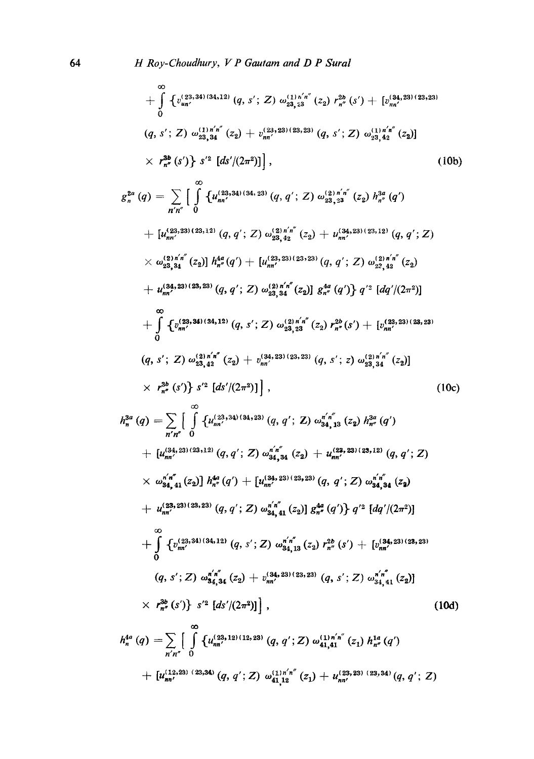$$+ \int_0^\infty \{v_{nn'}^{(23,34)(34,12)}(q, s'; Z)\, \omega_{23,23}^{(1)n'n''}(z_2)\, r_{n''}^{2b}(s') + [v_{nn'}^{(34,23)(23,23)}$$

$$(q, s'; Z)\, \omega_{23,34}^{(1)n'n''}(z_2) + v_{nn'}^{(23,23)(23,23)}(q, s'; Z)\, \omega_{23,42}^{(1)n'n''}(z_2)]$$

$$\times\, r_{n''}^{3b}(s')\}\, s'^2\, [ds'/(2\pi^2)]\Big], \tag{10b}$$

$$g_n^{2a}(q) = \sum_{n'n''} \Big[ \int_0^\infty \{u_{nn'}^{(23,34)(34,23)}(q, q'; Z)\, \omega_{23,23}^{(2)n'n''}(z_2)\, h_{n''}^{3a}(q')$$

$$+ [u_{nn'}^{(23,23)(23,12)}(q, q'; Z)\, \omega_{23,42}^{(2)n'n''}(z_2) + u_{nn'}^{(34,23)(23,12)}(q, q'; Z)$$

$$\times\, \omega_{23,34}^{(2)n'n''}(z_2)]\, h_{n''}^{4a}(q') + [u_{nn'}^{(23,23)(23,23)}(q, q'; Z)\, \omega_{23,42}^{(2)n'n''}(z_2)$$

$$+ u_{nn'}^{(34,23)(23,23)}(q, q'; Z)\, \omega_{23,34}^{(2)n'n''}(z_2)]\, g_{n''}^{4a}(q')\}\, q'^2\, [dq'/(2\pi^2)]$$

$$+ \int_0^\infty \{v_{nn'}^{(23,34)(34,12)}(q, s'; Z)\, \omega_{23,23}^{(2)n'n''}(z_2)\, r_{n''}^{2b}(s') + [v_{nn'}^{(23,23)(23,23)}$$

$$(q, s'; Z)\, \omega_{23,42}^{(2)n'n''}(z_2) + v_{nn'}^{(34,23)(23,23)}(q, s'; z)\, \omega_{23,34}^{(2)n'n''}(z_2)]$$

$$\times\, r_{n''}^{3b}(s')\}\, s'^2\, [ds'/(2\pi^2)]\Big], \tag{10c}$$

$$h_n^{3a}(q) = \sum_{n'n''} \Big[ \int_0^\infty \{u_{nn'}^{(23,34)(34,23)}(q, q'; Z)\, \omega_{34,13}^{n'n''}(z_2)\, h_{n''}^{3a}(q')$$

$$+ [u_{nn'}^{(34,23)(23,12)}(q, q'; Z)\, \omega_{34,34}^{n'n''}(z_2) + u_{nn'}^{(23,23)(23,12)}(q, q'; Z)$$

$$\times\, \omega_{34,41}^{n'n''}(z_2)]\, h_{n''}^{4a}(q') + [u_{nn'}^{(34,23)(23,23)}(q, q'; Z)\, \omega_{34,34}^{n'n''}(z_2)$$

$$+ u_{nn'}^{(23,23)(23,23)}(q, q'; Z)\, \omega_{34,41}^{n'n''}(z_2)]\, g_{n''}^{4a}(q')\}\, q'^2\, [dq'/(2\pi^2)]$$

$$+ \int_0^\infty \{v_{nn'}^{(23,34)(34,12)}(q, s'; Z)\, \omega_{34,13}^{n'n''}(z_2)\, r_{n''}^{2b}(s') + [v_{nn'}^{(34,23)(23,23)}$$

$$(q, s'; Z)\, \omega_{34,34}^{n'n''}(z_2) + v_{nn'}^{(34,23)(23,23)}(q, s'; Z)\, \omega_{34,41}^{n'n''}(z_2)]$$

$$\times\, r_{n''}^{3b}(s')\}\, s'^2\, [ds'/(2\pi^2)]\Big], \tag{10d}$$

$$h_n^{4a}(q) = \sum_{n'n''} \Big[ \int_0^\infty \{u_{nn'}^{(23,12)(12,23)}(q, q'; Z)\, \omega_{41,41}^{(1)n'n''}(z_1)\, h_{n''}^{1a}(q')$$

$$+ [u_{nn'}^{(12,23)(23,34)}(q, q'; Z)\, \omega_{41,12}^{(1)n'n''}(z_1) + u_{nn'}^{(23,23)(23,34)}(q, q'; Z)$$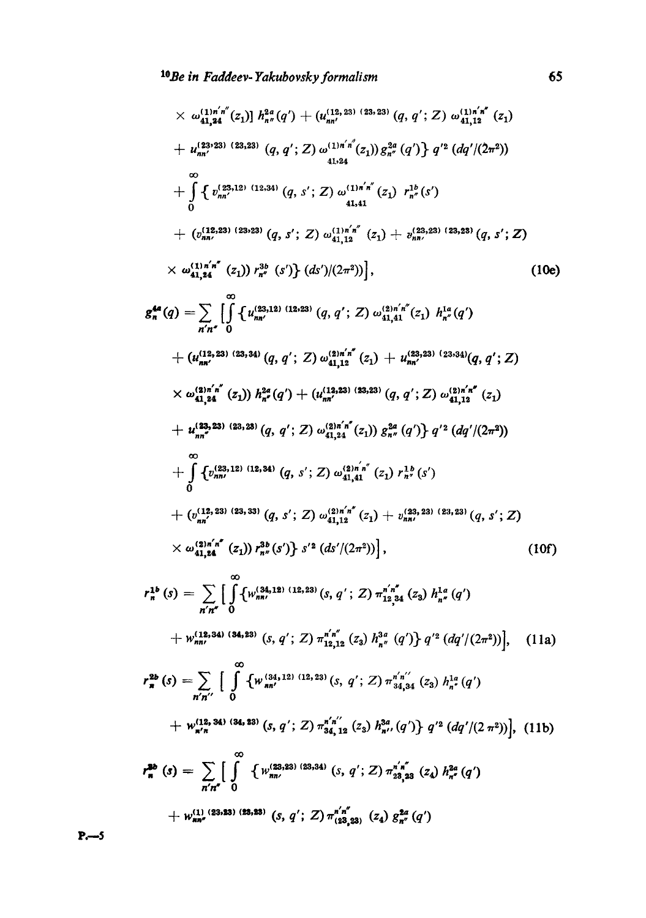$$\times\ \omega^{(1)n'n''}_{41,24}(z_1)]\ h^{2a}_{n''}(q') + (u^{(12,23)\ (23,23)}_{nn'}(q, q'; Z)\ \omega^{(1)n'n''}_{41,12}(z_1)$$

$$+\ u^{(23,23)\ (23,23)}_{nn'}(q, q'; Z)\ \omega^{(1)n'n''}_{41,24}(z_1))\ g^{2a}_{n''}(q')\}\ q'^2\ (dq'/(2\pi^2))$$

$$+ \int_0^\infty \{\ v^{(23,12)\ (12,34)}_{nn'}(q, s'; Z)\ \omega^{(1)n'n''}_{41,41}(z_1)\ r^{1b}_{n''}(s')$$

$$+\ (v^{(12,23)\ (23,23)}_{nn'}(q, s'; Z)\ \omega^{(1)n'n''}_{41,12}(z_1) + v^{(23,23)\ (23,23)}_{nn'}(q, s'; Z)$$

$$\times\ \omega^{(1)n'n''}_{41,24}(z_1))\ r^{3b}_{n''}(s')\}\ (ds'/(2\pi^2))\Big], \tag{10e}$$

$$g^{4a}_n(q) = \sum_{n'n''} \Big[ \int_0^\infty \{u^{(23,12)\ (12,23)}_{nn'}(q, q'; Z)\ \omega^{(2)n'n''}_{41,41}(z_1)\ h^{1a}_{n''}(q')$$

$$+\ (u^{(12,23)\ (23,34)}_{nn'}(q, q'; Z)\ \omega^{(2)n'n''}_{41,12}(z_1) + u^{(23,23)\ (23,34)}_{nn'}(q, q'; Z)$$

$$\times\ \omega^{(2)n'n''}_{41,24}(z_1))\ h^{2a}_{n''}(q') + (u^{(12,23)\ (23,23)}_{nn'}(q, q'; Z)\ \omega^{(2)n'n''}_{41,12}(z_1)$$

$$+\ u^{(23,23)\ (23,23)}_{nn'}(q, q'; Z)\ \omega^{(2)n'n''}_{41,24}(z_1))\ g^{2a}_{n''}(q')\}\ q'^2\ (dq'/(2\pi^2))$$

$$+ \int_0^\infty \{v^{(23,12)\ (12,34)}_{nn'}(q, s'; Z)\ \omega^{(2)n'n''}_{41,41}(z_1)\ r^{1b}_{n''}(s')$$

$$+\ (v^{(12,23)\ (23,33)}_{nn'}(q, s'; Z)\ \omega^{(2)n'n''}_{41,12}(z_1) + v^{(23,23)\ (23,23)}_{nn'}(q, s'; Z)$$

$$\times\ \omega^{(2)n'n''}_{41,24}(z_1))\ r^{3b}_{n''}(s')\}\ s'^2\ (ds'/(2\pi^2))\Big], \tag{10f}$$

$$r^{1b}_n(s) = \sum_{n'n''} \Big[ \int_0^\infty \{w^{(34,12)\ (12,23)}_{nn'}(s, q'; Z)\ \pi^{n'n''}_{12,34}(z_3)\ h^{1a}_{n''}(q')$$

$$+\ w^{(12,34)\ (34,23)}_{nn'}(s, q'; Z)\ \pi^{n'n''}_{12,12}(z_3)\ h^{3a}_{n''}(q')\}\ q'^2\ (dq'/(2\pi^2))\Big], \tag{11a}$$

$$r^{2b}_n(s) = \sum_{n'n''} \Big[ \int_0^\infty \{w^{(34,12)\ (12,23)}_{nn'}(s, q'; Z)\ \pi^{n'n''}_{34,34}(z_3)\ h^{1a}_{n''}(q')$$

$$+\ w^{(12,34)\ (34,23)}_{n'n}(s, q'; Z)\ \pi^{n'n''}_{34,12}(z_3)\ h^{3a}_{n''}(q')\}\ q'^2\ (dq'/(2\pi^2))\Big], \tag{11b}$$

$$r^{3b}_n(s) = \sum_{n'n''} \Big[ \int_0^\infty \{w^{(23,23)\ (23,34)}_{nn'}(s, q'; Z)\ \pi^{n'n''}_{23,23}(z_4)\ h^{2a}_{n''}(q')$$

$$+\ w^{(1)\ (23,23)\ (23,23)}_{nn''}(s, q'; Z)\ \pi^{n'n''}_{(23,23)}(z_4)\ g^{2a}_{n''}(q')$$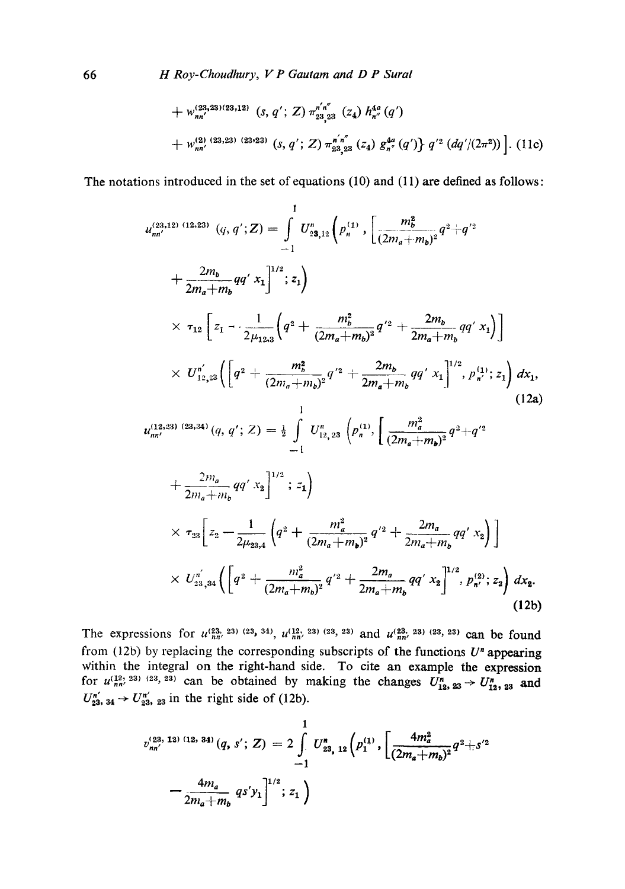$$+ w_{nn'}^{(23,23)(23,12)}(s, q'; Z)\, \pi_{23,23}^{n'n''}(z_4)\, h_{n''}^{4a}(q')$$

$$+ w_{nn'}^{(2)\,(23,23)\,(23,23)}(s, q'; Z)\, \pi_{23,23}^{n'n''}(z_4)\, g_{n''}^{4a}(q')\Big\}\, q'^2\, (dq'/(2\pi^2))\Big]. \quad (11c)$$

The notations introduced in the set of equations (10) and (11) are defined as follows:

$$u_{nn'}^{(23,12)\,(12,23)}(q, q'; Z) = \int_{-1}^{1} U_{23,12}^{n}\left(p_n^{(1)}, \left[\frac{m_b^2}{(2m_a+m_b)^2} q^2 + q'^2 + \frac{2m_b}{2m_a+m_b} qq'\, x_1\right]^{1/2}; z_1\right)$$

$$\times\, \tau_{12}\left[z_1 - \frac{1}{2\mu_{12,3}}\left(q^2 + \frac{m_b^2}{(2m_a+m_b)^2} q'^2 + \frac{2m_b}{2m_a+m_b} qq'\, x_1\right)\right]$$

$$\times\, U_{12,23}^{n'}\left(\left[q^2 + \frac{m_b^2}{(2m_a+m_b)^2} q'^2 + \frac{2m_b}{2m_a+m_b} qq'\, x_1\right]^{1/2}, p_{n'}^{(1)}; z_1\right) dx_1, \quad (12a)$$

$$u_{nn'}^{(12,23)\,(23,34)}(q, q'; Z) = \tfrac{1}{2} \int_{-1}^{1} U_{12,23}^{n}\left(p_n^{(1)}, \left[\frac{m_a^2}{(2m_a+m_b)^2} q^2 + q'^2 + \frac{2m_a}{2m_a+m_b} qq'\, x_2\right]^{1/2}; z_1\right)$$

$$\times\, \tau_{23}\left[z_2 - \frac{1}{2\mu_{23,4}}\left(q^2 + \frac{m_a^2}{(2m_a+m_b)^2} q'^2 + \frac{2m_a}{2m_a+m_b} qq'\, x_2\right)\right]$$

$$\times\, U_{23,34}^{n'}\left(\left[q^2 + \frac{m_a^2}{(2m_a+m_b)^2} q'^2 + \frac{2m_a}{2m_a+m_b} qq'\, x_2\right]^{1/2}, p_{n'}^{(2)}; z_2\right) dx_2. \quad (12b)$$

The expressions for $u_{nn'}^{(23,\,23)\,(23,\,34)}$, $u_{nn'}^{(12,\,23)\,(23,\,23)}$ and $u_{nn'}^{(23,\,23)\,(23,\,23)}$ can be found from (12b) by replacing the corresponding subscripts of the functions $U^n$ appearing within the integral on the right-hand side. To cite an example the expression for $u_{nn'}^{(12,\,23)\,(23,\,23)}$ can be obtained by making the changes $U_{12,\,23}^{n} \rightarrow U_{12,\,23}^{n}$ and $U_{23,\,34}^{n'} \rightarrow U_{23,\,23}^{n'}$ in the right side of (12b).

$$v_{nn'}^{(23,\,12)\,(12,\,34)}(q, s'; Z) = 2\int_{-1}^{1} U_{23,\,12}^{n}\left(p_1^{(1)}, \left[\frac{4m_a^2}{(2m_a+m_b)^2} q^2 + s'^2 - \frac{4m_a}{2m_a+m_b} qs' y_1\right]^{1/2}; z_1\right)$$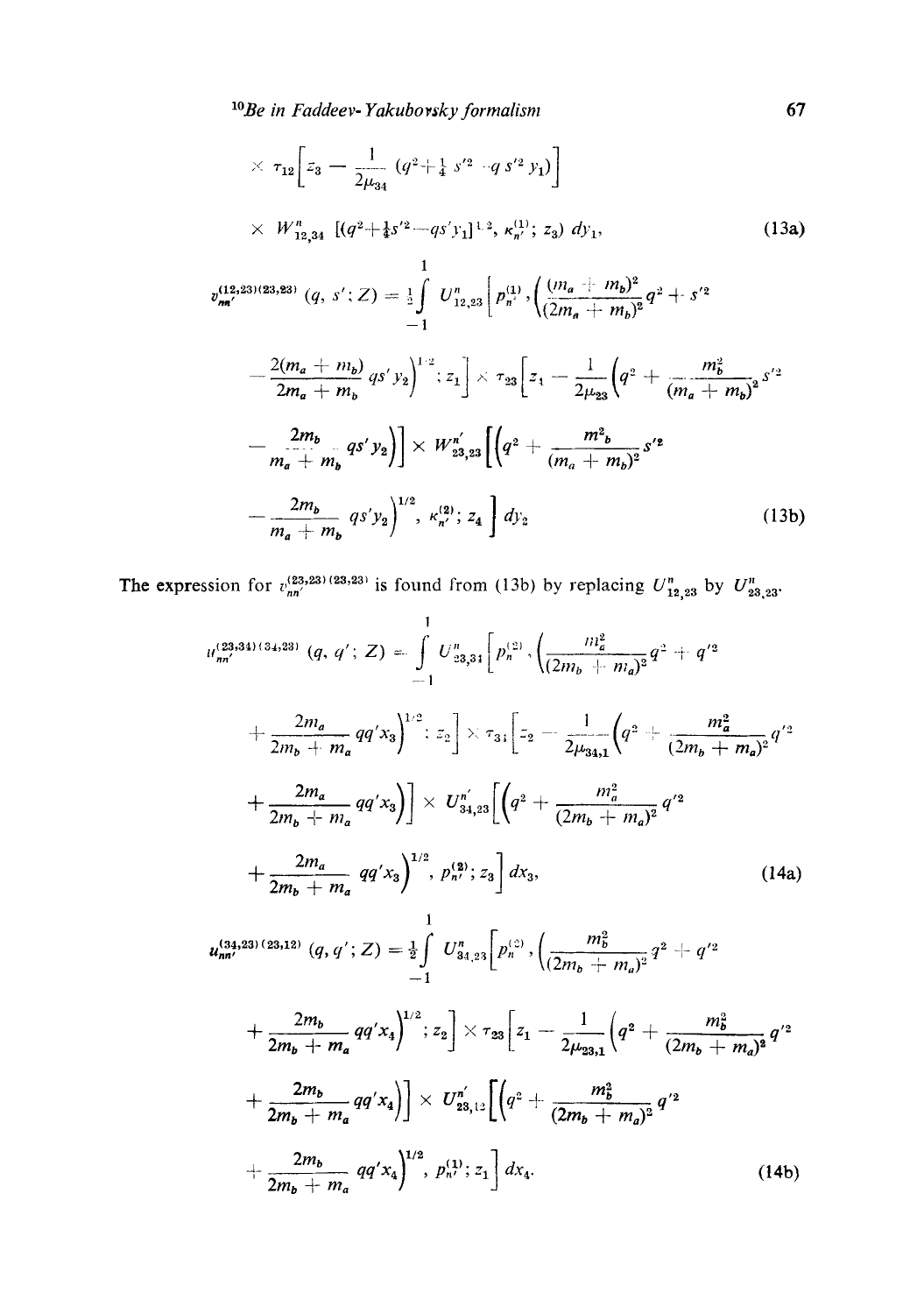$$\times \tau_{12}\left[z_3 - \frac{1}{2\mu_{34}}(q^2+\tfrac{1}{4}s'^2 - q s'^2 y_1)\right]$$

$$\times W^n_{12,34}\ [(q^2+\tfrac{1}{4}s'^2-qs'y_1]^{1/2},\ \kappa^{(1)}_{n'};\ z_3)\ dy_1, \tag{13a}$$

$$v^{(12,23)(23,23)}_{nn'}(q, s'; Z) = \tfrac{1}{2}\int_{-1}^{1} U^n_{12,23}\left[p^{(1)}_n, \left(\frac{(m_a+m_b)^2}{(2m_a+m_b)^2}q^2 + s'^2 - \frac{2(m_a+m_b)}{2m_a+m_b}qs'y_2\right)^{1/2}; z_1\right] \times \tau_{23}\left[z_1 - \frac{1}{2\mu_{23}}\left(q^2 + \frac{m_b^2}{(m_a+m_b)^2}s'^2 - \frac{2m_b}{m_a+m_b}qs'y_2\right)\right] \times W^{n'}_{23,23}\left[\left(q^2 + \frac{m^2_b}{(m_a+m_b)^2}s'^2 - \frac{2m_b}{m_a+m_b}qs'y_2\right)^{1/2}, \kappa^{(2)}_{n'}; z_4\right] dy_2 \tag{13b}$$

The expression for $v^{(23,23)(23,23)}_{nn'}$ is found from (13b) by replacing $U^n_{12,23}$ by $U^n_{23,23}$.

$$u^{(23,34)(34,23)}_{nn'}(q, q'; Z) = \int_{-1}^{1} U^n_{23,31}\left[p^{(2)}_n, \left(\frac{m_a^2}{(2m_b+m_a)^2}q^2 + q'^2 + \frac{2m_a}{2m_b+m_a}qq'x_3\right)^{1/2}; z_2\right] \times \tau_{31}\left[z_2 - \frac{1}{2\mu_{34,1}}\left(q^2 + \frac{m_a^2}{(2m_b+m_a)^2}q'^2 + \frac{2m_a}{2m_b+m_a}qq'x_3\right)\right] \times U^{n'}_{34,23}\left[\left(q^2 + \frac{m_a^2}{(2m_b+m_a)^2}q'^2 + \frac{2m_a}{2m_b+m_a}qq'x_3\right)^{1/2}, p^{(2)}_{n'}; z_3\right] dx_3, \tag{14a}$$

$$u^{(34,23)(23,12)}_{nn'}(q, q'; Z) = \tfrac{1}{2}\int_{-1}^{1} U^n_{34,23}\left[p^{(2)}_n, \left(\frac{m_b^2}{(2m_b+m_a)^2}q^2 + q'^2 + \frac{2m_b}{2m_b+m_a}qq'x_4\right)^{1/2}; z_2\right] \times \tau_{23}\left[z_1 - \frac{1}{2\mu_{23,1}}\left(q^2 + \frac{m_b^2}{(2m_b+m_a)^2}q'^2 + \frac{2m_b}{2m_b+m_a}qq'x_4\right)\right] \times U^{n'}_{23,12}\left[\left(q^2 + \frac{m_b^2}{(2m_b+m_a)^2}q'^2 + \frac{2m_b}{2m_b+m_a}qq'x_4\right)^{1/2}, p^{(1)}_{n'}; z_1\right] dx_4. \tag{14b}$$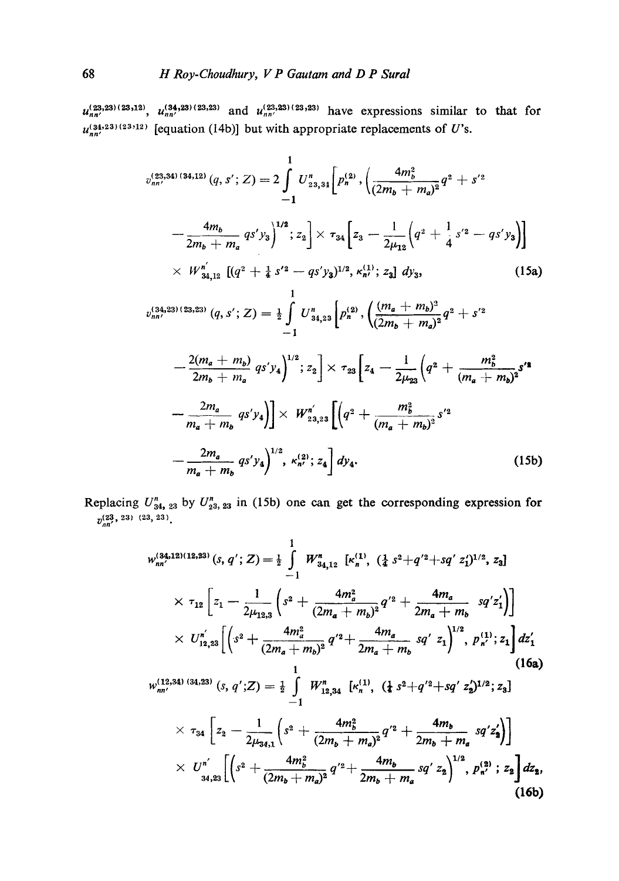$u_{nn'}^{(23,23)(23,12)}$, $u_{nn'}^{(34,23)(23,23)}$ and $u_{nn'}^{(23,23)(23,23)}$ have expressions similar to that for $u_{nn'}^{(34,23)(23,12)}$ [equation (14b)] but with appropriate replacements of $U$'s.

$$
v_{nn'}^{(23,34)(34,12)}(q, s'; Z) = 2\int_{-1}^{1} U_{23,34}^{n}\left[p_n^{(2)}, \left(\frac{4m_b^2}{(2m_b+m_a)^2}q^2 + s'^2 - \frac{4m_b}{2m_b+m_a}qs'y_3\right)^{1/2}; z_2\right] \times \tau_{34}\left[z_3 - \frac{1}{2\mu_{12}}\left(q^2 + \frac{1}{4}s'^2 - qs'y_3\right)\right] \times W_{34,12}^{n'}\left[(q^2 + \tfrac{1}{4}s'^2 - qs'y_3)^{1/2}, \kappa_{n'}^{(1)}; z_3\right] dy_3, \tag{15a}
$$

$$
v_{nn'}^{(34,23)(23,23)}(q, s'; Z) = \tfrac{1}{2}\int_{-1}^{1} U_{34,23}^{n}\left[p_n^{(2)}, \left(\frac{(m_a+m_b)^2}{(2m_b+m_a)^2}q^2 + s'^2 - \frac{2(m_a+m_b)}{2m_b+m_a}qs'y_4\right)^{1/2}; z_2\right] \times \tau_{23}\left[z_4 - \frac{1}{2\mu_{23}}\left(q^2 + \frac{m_b^2}{(m_a+m_b)^2}s'^2 - \frac{2m_a}{m_a+m_b}qs'y_4\right)\right] \times W_{23,23}^{n'}\left[\left(q^2 + \frac{m_b^2}{(m_a+m_b)^2}s'^2 - \frac{2m_a}{m_a+m_b}qs'y_4\right)^{1/2}, \kappa_{n'}^{(2)}; z_4\right] dy_4. \tag{15b}
$$

Replacing $U_{34,23}^{n}$ by $U_{23,23}^{n}$ in (15b) one can get the corresponding expression for $v_{nn'}^{(23,23)(23,23)}$.

$$
w_{nn'}^{(34,12)(12,23)}(s, q'; Z) = \tfrac{1}{2}\int_{-1}^{1} W_{34,12}^{n}\left[\kappa_n^{(1)}, (\tfrac{1}{4}s^2 + q'^2 + sq'z_1')^{1/2}, z_3\right] \times \tau_{12}\left[z_1 - \frac{1}{2\mu_{12,3}}\left(s^2 + \frac{4m_a^2}{(2m_a+m_b)^2}q'^2 + \frac{4m_a}{2m_a+m_b}sq'z_1'\right)\right] \times U_{12,23}^{n'}\left[\left(s^2 + \frac{4m_a^2}{(2m_a+m_b)^2}q'^2 + \frac{4m_a}{2m_a+m_b}sq'z_1\right)^{1/2}, p_{n'}^{(1)}; z_1\right] dz_1' \tag{16a}
$$

$$
w_{nn'}^{(12,34)(34,23)}(s, q'; Z) = \tfrac{1}{2}\int_{-1}^{1} W_{12,34}^{n}\left[\kappa_n^{(1)}, (\tfrac{1}{4}s^2 + q'^2 + sq'z_2')^{1/2}; z_3\right] \times \tau_{34}\left[z_2 - \frac{1}{2\mu_{34,1}}\left(s^2 + \frac{4m_b^2}{(2m_b+m_a)^2}q'^2 + \frac{4m_b}{2m_b+m_a}sq'z_2'\right)\right] \times U_{34,23}^{n'}\left[\left(s^2 + \frac{4m_b^2}{(2m_b+m_a)^2}q'^2 + \frac{4m_b}{2m_b+m_a}sq'z_2\right)^{1/2}, p_{n'}^{(2)}; z_2\right] dz_2, \tag{16b}
$$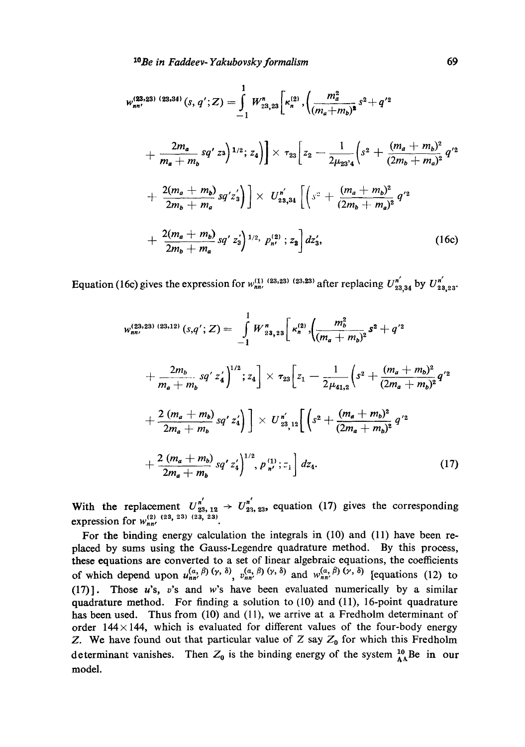$$w_{nn'}^{(23,23)\,(23,34)}(s, q'; Z) = \int_{-1}^{1} W_{23,23}^{n}\left[\kappa_n^{(2)}, \left(\frac{m_a^2}{(m_a+m_b)^2} s^2 + q'^2 + \frac{2m_a}{m_a+m_b} sq' z_3\right)^{1/2}; z_4\right)\right] \times \tau_{23}\left[z_2 - \frac{1}{2\mu_{23'4}}\left(s^2 + \frac{(m_a+m_b)^2}{(2m_b+m_a)^2} q'^2 + \frac{2(m_a+m_b)}{2m_b+m_a} sq' z_3'\right)\right] \times U_{23,34}^{n'}\left[\left(s^2 + \frac{(m_a+m_b)^2}{(2m_b+m_a)^2} q'^2 + \frac{2(m_a+m_b)}{2m_b+m_a} sq' z_3'\right)^{1/2}, p_{n'}^{(2)}; z_2\right] dz_3', \tag{16c}$$

Equation (16c) gives the expression for $w_{nn'}^{(1)\,(23,23)\,(23,23)}$ after replacing $U_{23,34}^{n'}$ by $U_{23,23}^{n'}$.

$$w_{nn'}^{(23,23)\,(23,12)}(s,q'; Z) = \int_{-1}^{1} W_{23,23}^{n}\left[\kappa_n^{(2)}, \left(\frac{m_b^2}{(m_a+m_b)^2} s^2 + q'^2 + \frac{2m_b}{m_a+m_b} sq' z_4'\right)^{1/2}; z_4\right] \times \tau_{23}\left[z_1 - \frac{1}{2\mu_{41,2}}\left(s^2 + \frac{(m_a+m_b)^2}{(2m_a+m_b)^2} q'^2 + \frac{2(m_a+m_b)}{2m_a+m_b} sq' z_4'\right)\right] \times U_{23,12}^{n'}\left[\left(s^2 + \frac{(m_a+m_b)^2}{(2m_a+m_b)^2} q'^2 + \frac{2(m_a+m_b)}{2m_a+m_b} sq' z_4'\right)^{1/2}, p_{n'}^{(1)}; z_1\right] dz_4. \tag{17}$$

With the replacement $U_{23,12}^{n'} \to U_{23,23}^{n'}$, equation (17) gives the corresponding expression for $w_{nn'}^{(2)\,(23,23)\,(23,23)}$.

For the binding energy calculation the integrals in (10) and (11) have been replaced by sums using the Gauss-Legendre quadrature method. By this process, these equations are converted to a set of linear algebraic equations, the coefficients of which depend upon $u_{nn'}^{(\alpha,\beta)\,(\gamma,\delta)}$, $v_{nn'}^{(\alpha,\beta)\,(\gamma,\delta)}$ and $w_{nn'}^{(\alpha,\beta)\,(\gamma,\delta)}$ [equations (12) to (17)]. Those $u$'s, $v$'s and $w$'s have been evaluated numerically by a similar quadrature method. For finding a solution to (10) and (11), 16-point quadrature has been used. Thus from (10) and (11), we arrive at a Fredholm determinant of order $144 \times 144$, which is evaluated for different values of the four-body energy $Z$. We have found out that particular value of $Z$ say $Z_0$ for which this Fredholm determinant vanishes. Then $Z_0$ is the binding energy of the system ${}^{10}_{\Lambda\Lambda}\mathrm{Be}$ in our model.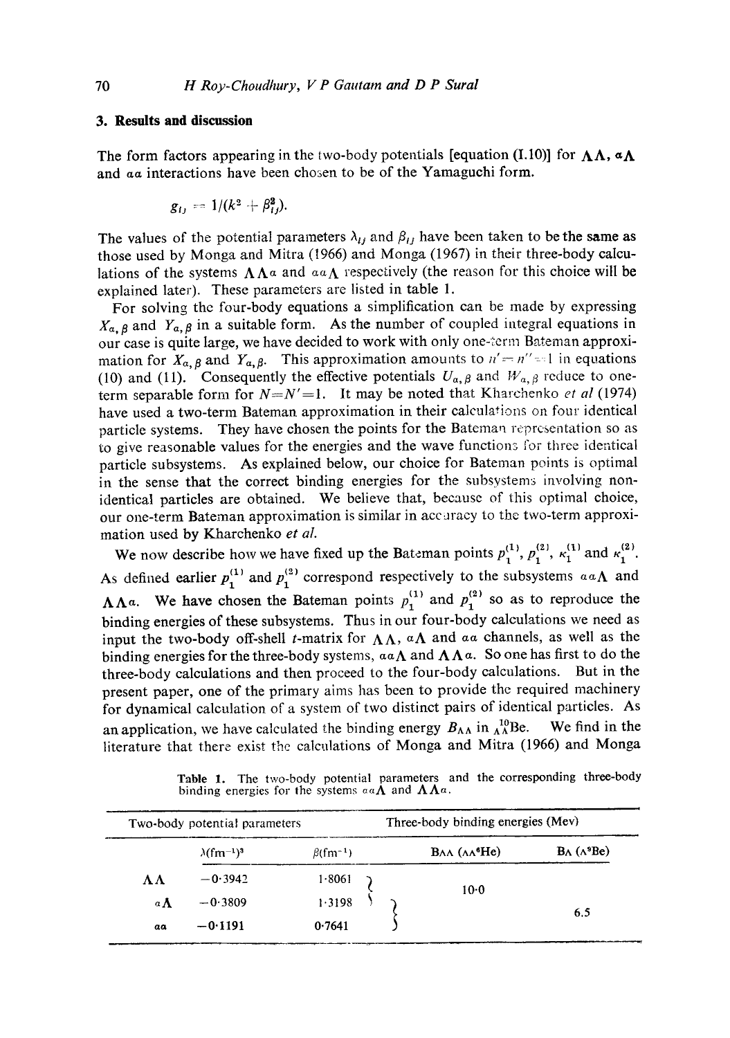## 3. Results and discussion

The form factors appearing in the two-body potentials [equation (I.10)] for $\Lambda\Lambda$, $\alpha\Lambda$ and $\alpha\alpha$ interactions have been chosen to be of the Yamaguchi form.

$$g_{ij} = 1/(k^2 + \beta_{ij}^2).$$

The values of the potential parameters $\lambda_{ij}$ and $\beta_{ij}$ have been taken to be the same as those used by Monga and Mitra (1966) and Monga (1967) in their three-body calculations of the systems $\Lambda\Lambda\alpha$ and $\alpha\alpha\Lambda$ respectively (the reason for this choice will be explained later). These parameters are listed in table 1.

For solving the four-body equations a simplification can be made by expressing $X_{\alpha,\beta}$ and $Y_{\alpha,\beta}$ in a suitable form. As the number of coupled integral equations in our case is quite large, we have decided to work with only one-term Bateman approximation for $X_{\alpha,\beta}$ and $Y_{\alpha,\beta}$. This approximation amounts to $n' = n'' = 1$ in equations (10) and (11). Consequently the effective potentials $U_{\alpha,\beta}$ and $W_{\alpha,\beta}$ reduce to one-term separable form for $N = N' = 1$. It may be noted that Kharchenko *et al* (1974) have used a two-term Bateman approximation in their calculations on four identical particle systems. They have chosen the points for the Bateman representation so as to give reasonable values for the energies and the wave functions for three identical particle subsystems. As explained below, our choice for Bateman points is optimal in the sense that the correct binding energies for the subsystems involving non-identical particles are obtained. We believe that, because of this optimal choice, our one-term Bateman approximation is similar in accuracy to the two-term approximation used by Kharchenko *et al.*

We now describe how we have fixed up the Bateman points $p_1^{(1)}$, $p_1^{(2)}$, $\kappa_1^{(1)}$ and $\kappa_1^{(2)}$. As defined earlier $p_1^{(1)}$ and $p_1^{(2)}$ correspond respectively to the subsystems $\alpha\alpha\Lambda$ and $\Lambda\Lambda\alpha$. We have chosen the Bateman points $p_1^{(1)}$ and $p_1^{(2)}$ so as to reproduce the binding energies of these subsystems. Thus in our four-body calculations we need as input the two-body off-shell $t$-matrix for $\Lambda\Lambda$, $\alpha\Lambda$ and $\alpha\alpha$ channels, as well as the binding energies for the three-body systems, $\alpha\alpha\Lambda$ and $\Lambda\Lambda\alpha$. So one has first to do the three-body calculations and then proceed to the four-body calculations. But in the present paper, one of the primary aims has been to provide the required machinery for dynamical calculation of a system of two distinct pairs of identical particles. As an application, we have calculated the binding energy $B_{\Lambda\Lambda}$ in ${}_{\Lambda\Lambda}^{10}\text{Be}$. We find in the literature that there exist the calculations of Monga and Mitra (1966) and Monga

**Table 1.** The two-body potential parameters and the corresponding three-body binding energies for the systems $\alpha\alpha\Lambda$ and $\Lambda\Lambda\alpha$.

| Two-body potential parameters | | | Three-body binding energies (Mev) | |
|---|---|---|---|---|
| | $\lambda(\text{fm}^{-1})^3$ | $\beta(\text{fm}^{-1})$ | $B_{\Lambda\Lambda}$ (${}_{\Lambda\Lambda}^{6}\text{He}$) | $B_{\Lambda}$ (${}_{\Lambda}^{9}\text{Be}$) |
| $\Lambda\Lambda$ | $-0.3942$ | $1.8061$ | 10.0 ($\Lambda\Lambda$, $\alpha\Lambda$) | |
| $\alpha\Lambda$ | $-0.3809$ | $1.3198$ | | 6.5 ($\alpha\Lambda$, $\alpha\alpha$) |
| $\alpha\alpha$ | $-0.1191$ | $0.7641$ | | |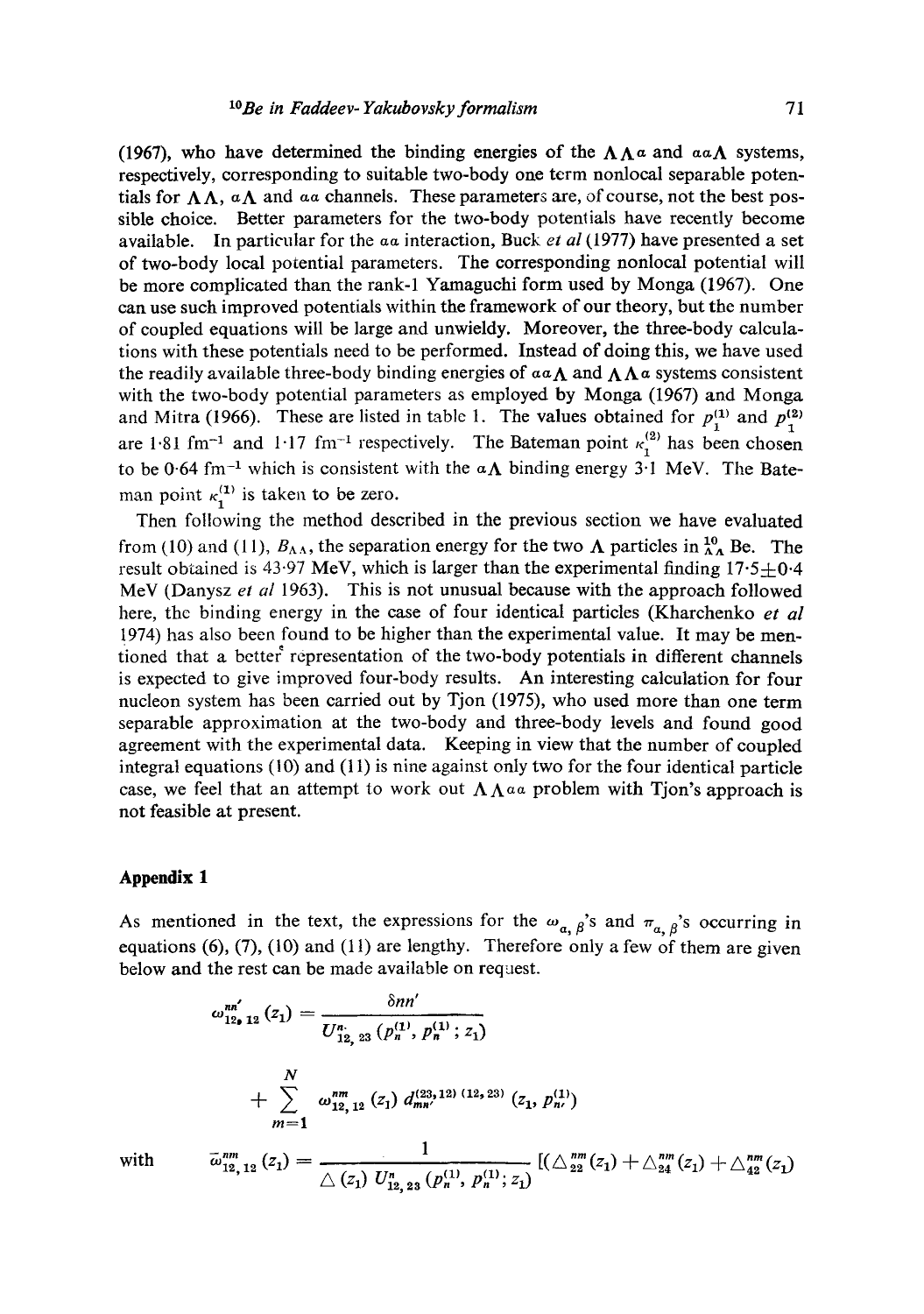(1967), who have determined the binding energies of the $\Lambda\Lambda\alpha$ and $\alpha\alpha\Lambda$ systems, respectively, corresponding to suitable two-body one term nonlocal separable potentials for $\Lambda\Lambda$, $\alpha\Lambda$ and $\alpha\alpha$ channels. These parameters are, of course, not the best possible choice. Better parameters for the two-body potentials have recently become available. In particular for the $\alpha\alpha$ interaction, Buck *et al* (1977) have presented a set of two-body local potential parameters. The corresponding nonlocal potential will be more complicated than the rank-1 Yamaguchi form used by Monga (1967). One can use such improved potentials within the framework of our theory, but the number of coupled equations will be large and unwieldy. Moreover, the three-body calculations with these potentials need to be performed. Instead of doing this, we have used the readily available three-body binding energies of $\alpha\alpha\Lambda$ and $\Lambda\Lambda\alpha$ systems consistent with the two-body potential parameters as employed by Monga (1967) and Monga and Mitra (1966). These are listed in table 1. The values obtained for $p_1^{(1)}$ and $p_1^{(2)}$ are 1·81 fm$^{-1}$ and 1·17 fm$^{-1}$ respectively. The Bateman point $\kappa_1^{(2)}$ has been chosen to be 0·64 fm$^{-1}$ which is consistent with the $\alpha\Lambda$ binding energy 3·1 MeV. The Bateman point $\kappa_1^{(1)}$ is taken to be zero.

Then following the method described in the previous section we have evaluated from (10) and (11), $B_{\Lambda\Lambda}$, the separation energy for the two $\Lambda$ particles in ${}^{10}_{\Lambda\Lambda}$Be. The result obtained is 43·97 MeV, which is larger than the experimental finding 17·5±0·4 MeV (Danysz *et al* 1963). This is not unusual because with the approach followed here, the binding energy in the case of four identical particles (Kharchenko *et al* 1974) has also been found to be higher than the experimental value. It may be mentioned that a better representation of the two-body potentials in different channels is expected to give improved four-body results. An interesting calculation for four nucleon system has been carried out by Tjon (1975), who used more than one term separable approximation at the two-body and three-body levels and found good agreement with the experimental data. Keeping in view that the number of coupled integral equations (10) and (11) is nine against only two for the four identical particle case, we feel that an attempt to work out $\Lambda\Lambda\alpha\alpha$ problem with Tjon's approach is not feasible at present.

## Appendix 1

As mentioned in the text, the expressions for the $\omega_{\alpha,\beta}$'s and $\pi_{\alpha,\beta}$'s occurring in equations (6), (7), (10) and (11) are lengthy. Therefore only a few of them are given below and the rest can be made available on request.

$$\omega_{12,12}^{nn'}(z_1) = \frac{\delta nn'}{U_{12,23}^{n}(p_n^{(1)}, p_n^{(1)}; z_1)} + \sum_{m=1}^{N} \omega_{12,12}^{nm}(z_1)\, d_{mn'}^{(23,12)\,(12,23)}(z_1, p_{n'}^{(1)})$$

with $$\bar{\omega}_{12,12}^{nm}(z_1) = \frac{1}{\triangle(z_1)\, U_{12,23}^{n}(p_n^{(1)}, p_n^{(1)}; z_1)} [(\triangle_{22}^{nm}(z_1) + \triangle_{24}^{nm}(z_1) + \triangle_{42}^{nm}(z_1)$$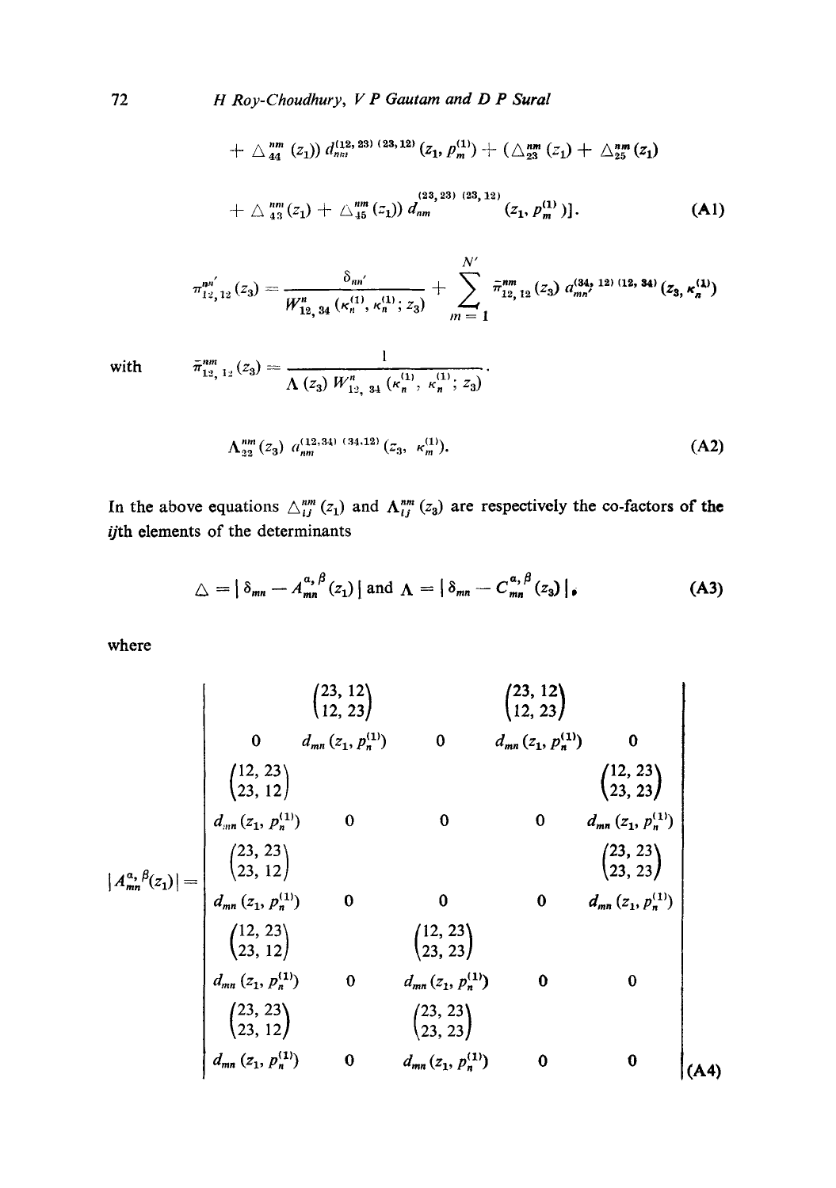$$+ \triangle_{44}^{nm}(z_1))\, d_{nm}^{(12,23)\,(23,12)}(z_1, p_m^{(1)}) + (\triangle_{23}^{nm}(z_1) + \triangle_{25}^{nm}(z_1)$$

$$+ \triangle_{43}^{nm}(z_1) + \triangle_{45}^{nm}(z_1))\, d_{nm}^{(23,23)\,(23,12)}(z_1, p_m^{(1)})]. \tag{A1}$$

$$\pi_{12,12}^{nn'}(z_3) = \frac{\delta_{nn'}}{W_{12,34}^{n}(\kappa_n^{(1)}, \kappa_n^{(1)}; z_3)} + \sum_{m=1}^{N'} \bar{\pi}_{12,12}^{nm}(z_3)\, a_{mn'}^{(34,12)\,(12,34)}(z_3, \kappa_n^{(1)})$$

with
$$\bar{\pi}_{12,12}^{nm}(z_3) = \frac{1}{\Lambda(z_3)\, W_{12,34}^{n}(\kappa_n^{(1)}, \kappa_n^{(1)}; z_3)} \cdot$$

$$\Lambda_{22}^{nm}(z_3)\, a_{nm}^{(12,34)\,(34,12)}(z_3, \kappa_m^{(1)}). \tag{A2}$$

In the above equations $\triangle_{ij}^{nm}(z_1)$ and $\Lambda_{ij}^{nm}(z_3)$ are respectively the co-factors of the $ij$th elements of the determinants

$$\triangle = |\,\delta_{mn} - A_{mn}^{\alpha,\beta}(z_1)\,| \text{ and } \Lambda = |\,\delta_{mn} - C_{mn}^{\alpha,\beta}(z_3)\,|, \tag{A3}$$

where

$$|A_{mn}^{\alpha,\beta}(z_1)| = \begin{vmatrix} 0 & d_{mn}^{\binom{23,\,12}{12,\,23}}(z_1, p_n^{(1)}) & 0 & d_{mn}^{\binom{23,\,12}{12,\,23}}(z_1, p_n^{(1)}) & 0 \\ d_{mn}^{\binom{12,\,23}{23,\,12}}(z_1, p_n^{(1)}) & 0 & 0 & 0 & d_{mn}^{\binom{12,\,23}{23,\,23}}(z_1, p_n^{(1)}) \\ d_{mn}^{\binom{23,\,23}{23,\,12}}(z_1, p_n^{(1)}) & 0 & 0 & 0 & d_{mn}^{\binom{23,\,23}{23,\,23}}(z_1, p_n^{(1)}) \\ d_{mn}^{\binom{12,\,23}{23,\,12}}(z_1, p_n^{(1)}) & 0 & d_{mn}^{\binom{12,\,23}{23,\,23}}(z_1, p_n^{(1)}) & 0 & 0 \\ d_{mn}^{\binom{23,\,23}{23,\,12}}(z_1, p_n^{(1)}) & 0 & d_{mn}^{\binom{23,\,23}{23,\,23}}(z_1, p_n^{(1)}) & 0 & 0 \end{vmatrix} \tag{A4}$$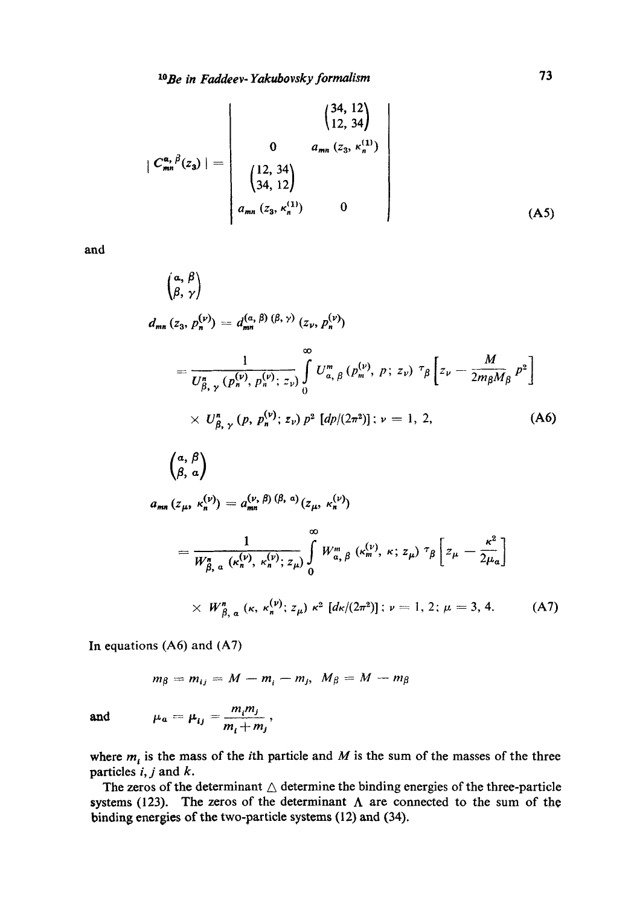$$
| C_{mn}^{\alpha,\beta}(z_3) | = \begin{vmatrix} 0 & \overset{\begin{pmatrix} 34, 12 \\ 12, 34 \end{pmatrix}}{a_{mn}(z_3, \kappa_n^{(1)})} \\ \underset{a_{mn}(z_3, \kappa_n^{(1)})}{\begin{pmatrix} 12, 34 \\ 34, 12 \end{pmatrix}} & 0 \end{vmatrix} \tag{A5}
$$

and

$$
\overset{\begin{pmatrix} \alpha, \beta \\ \beta, \gamma \end{pmatrix}}{d_{mn}(z_3, p_n^{(\nu)})} = d_{mn}^{(\alpha,\beta)(\beta,\gamma)}(z_\nu, p_n^{(\nu)})
$$

$$
= \frac{1}{U_{\beta,\gamma}^{n}(p_n^{(\nu)}, p_n^{(\nu)}; z_\nu)} \int_0^\infty U_{\alpha,\beta}^{m}(p_m^{(\nu)}, p; z_\nu)\, \tau_\beta \left[ z_\nu - \frac{M}{2 m_\beta M_\beta} p^2 \right]
$$

$$
\times U_{\beta,\gamma}^{n}(p, p_n^{(\nu)}; z_\nu)\, p^2\, [dp/(2\pi^2)]\, ; \; \nu = 1, 2, \tag{A6}
$$

$$
\overset{\begin{pmatrix} \alpha, \beta \\ \beta, \alpha \end{pmatrix}}{a_{mn}(z_\mu, \kappa_n^{(\nu)})} = a_{mn}^{(\nu,\beta)(\beta,\alpha)}(z_\mu, \kappa_n^{(\nu)})
$$

$$
= \frac{1}{W_{\beta,\alpha}^{n}(\kappa_n^{(\nu)}, \kappa_n^{(\nu)}; z_\mu)} \int_0^\infty W_{\alpha,\beta}^{m}(\kappa_m^{(\nu)}, \kappa; z_\mu)\, \tau_\beta \left[ z_\mu - \frac{\kappa^2}{2\mu_\alpha} \right]
$$

$$
\times W_{\beta,\alpha}^{n}(\kappa, \kappa_n^{(\nu)}; z_\mu)\, \kappa^2\, [d\kappa/(2\pi^2)]\, ; \; \nu = 1, 2;\; \mu = 3, 4. \tag{A7}
$$

In equations (A6) and (A7)

$$
m_\beta = m_{ij} = M - m_i - m_j, \quad M_\beta = M - m_\beta
$$

and $$\mu_\alpha = \mu_{ij} = \frac{m_i m_j}{m_i + m_j},$$

where $m_i$ is the mass of the $i$th particle and $M$ is the sum of the masses of the three particles $i, j$ and $k$.

The zeros of the determinant $\triangle$ determine the binding energies of the three-particle systems (123). The zeros of the determinant $\Lambda$ are connected to the sum of the binding energies of the two-particle systems (12) and (34).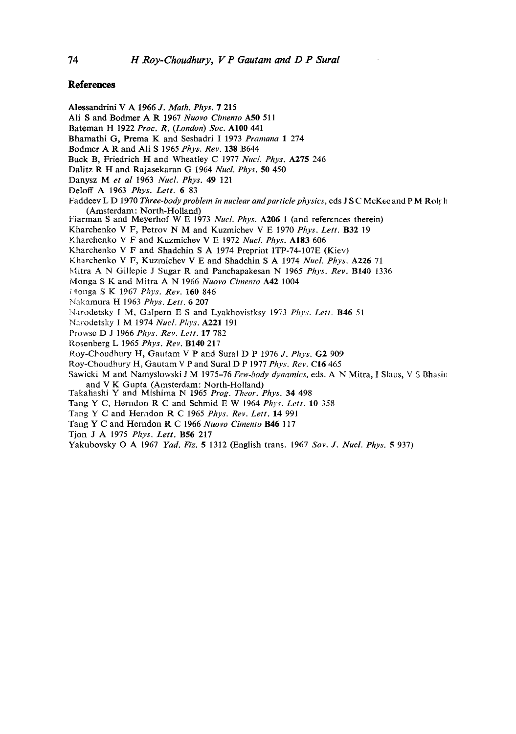## References

Alessandrini V A 1966 *J. Math. Phys.* **7** 215

Ali S and Bodmer A R 1967 *Nuovo Cimento* **A50** 511

Bateman H 1922 *Proc. R. (London) Soc.* **A100** 441

Bhamathi G, Prema K and Seshadri I 1973 *Pramana* **1** 274

Bodmer A R and Ali S 1965 *Phys. Rev.* **138** B644

Buck B, Friedrich H and Wheatley C 1977 *Nucl. Phys.* **A275** 246

Dalitz R H and Rajasekaran G 1964 *Nucl. Phys.* **50** 450

Danysz M *et al* 1963 *Nucl. Phys.* **49** 121

Deloff A 1963 *Phys. Lett.* **6** 83

Faddeev L D 1970 *Three-body problem in nuclear and particle physics*, eds J S C McKee and P M Rolph (Amsterdam: North-Holland)

Fiarman S and Meyerhof W E 1973 *Nucl. Phys.* **A206** 1 (and references therein)

Kharchenko V F, Petrov N M and Kuzmichev V E 1970 *Phys. Lett.* **B32** 19

Kharchenko V F and Kuzmichev V E 1972 *Nucl. Phys.* **A183** 606

Kharchenko V F and Shadchin S A 1974 Preprint ITP-74-107E (Kiev)

Kharchenko V F, Kuzmichev V E and Shadchin S A 1974 *Nucl. Phys.* **A226** 71

Mitra A N Gillepie J Sugar R and Panchapakesan N 1965 *Phys. Rev.* **B140** 1336

Monga S K and Mitra A N 1966 *Nuovo Cimento* **A42** 1004

Monga S K 1967 *Phys. Rev.* **160** 846

Nakamura H 1963 *Phys. Lett.* **6** 207

Narodetsky I M, Galpern E S and Lyakhovistksy 1973 *Phys. Lett.* **B46** 51

Narodetsky I M 1974 *Nucl. Phys.* **A221** 191

Prowse D J 1966 *Phys. Rev. Lett.* **17** 782

Rosenberg L 1965 *Phys. Rev.* **B140** 217

Roy-Choudhury H, Gautam V P and Sural D P 1976 *J. Phys.* **G2** 909

Roy-Choudhury H, Gautam V P and Sural D P 1977 *Phys. Rev.* **C16** 465

Sawicki M and Namyslowski J M 1975–76 *Few-body dynamics*, eds. A N Mitra, I Slaus, V S Bhasin and V K Gupta (Amsterdam: North-Holland)

Takahashi Y and Mishima N 1965 *Prog. Theor. Phys.* **34** 498

Tang Y C, Herndon R C and Schmid E W 1964 *Phys. Lett.* **10** 358

Tang Y C and Herndon R C 1965 *Phys. Rev. Lett.* **14** 991

Tang Y C and Herndon R C 1966 *Nuovo Cimento* **B46** 117

Tjon J A 1975 *Phys. Lett.* **B56** 217

Yakubovsky O A 1967 *Yad. Fiz.* **5** 1312 (English trans. 1967 *Sov. J. Nucl. Phys.* **5** 937)